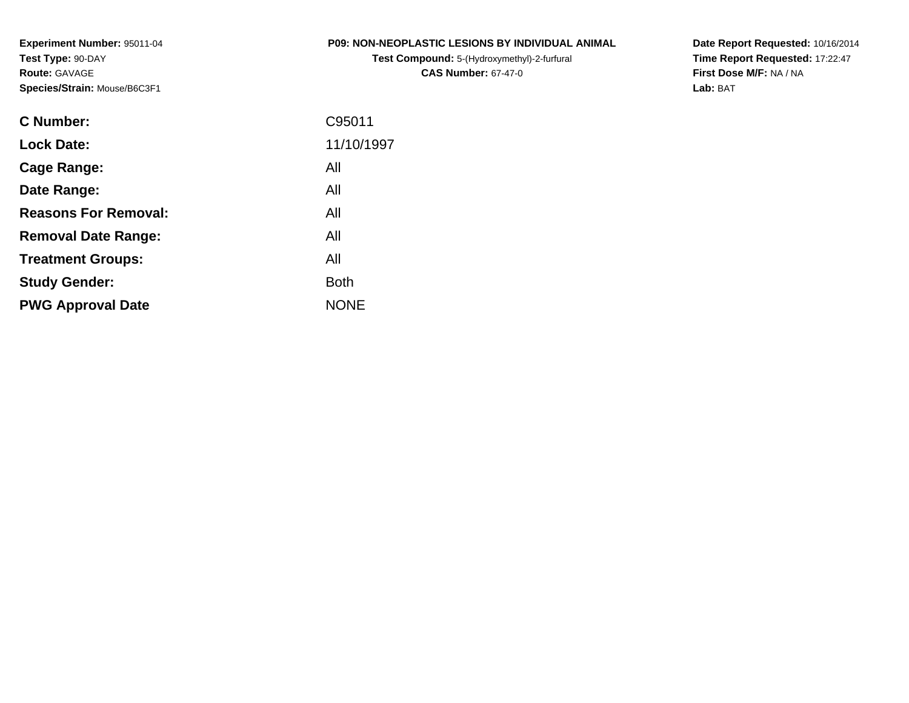**Experiment Number:** 95011-04
**Test Type:** 90-DAY
**Route:** GAVAGE
**Species/Strain:** Mouse/B6C3F1

**P09: NON-NEOPLASTIC LESIONS BY INDIVIDUAL ANIMAL**
**Test Compound:** 5-(Hydroxymethyl)-2-furfural
**CAS Number:** 67-47-0

**Date Report Requested:** 10/16/2014
**Time Report Requested:** 17:22:47
**First Dose M/F:** NA / NA
**Lab:** BAT

| | |
|---|---|
| **C Number:** | C95011 |
| **Lock Date:** | 11/10/1997 |
| **Cage Range:** | All |
| **Date Range:** | All |
| **Reasons For Removal:** | All |
| **Removal Date Range:** | All |
| **Treatment Groups:** | All |
| **Study Gender:** | Both |
| **PWG Approval Date** | NONE |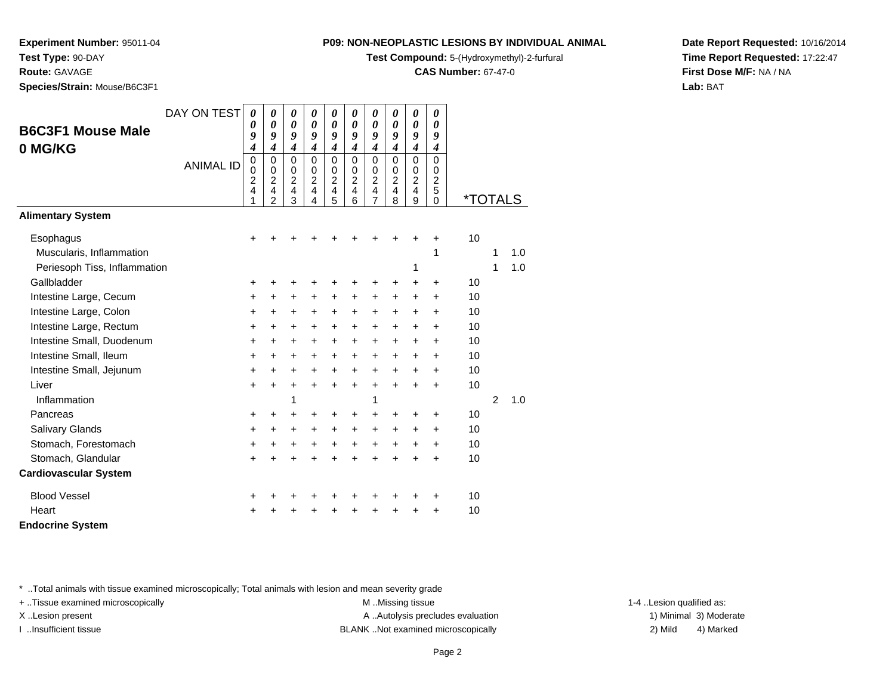**Experiment Number:** 95011-04
**Test Type:** 90-DAY
**Route:** GAVAGE
**Species/Strain:** Mouse/B6C3F1

**P09: NON-NEOPLASTIC LESIONS BY INDIVIDUAL ANIMAL**
**Test Compound:** 5-(Hydroxymethyl)-2-furfural
**CAS Number:** 67-47-0

**Date Report Requested:** 10/16/2014
**Time Report Requested:** 17:22:47
**First Dose M/F:** NA / NA
**Lab:** BAT

## B6C3F1 Mouse Male 0 MG/KG

| DAY ON TEST | 0094 | 0094 | 0094 | 0094 | 0094 | 0094 | 0094 | 0094 | 0094 | 0094 | | | |
|---|---|---|---|---|---|---|---|---|---|---|---|---|---|
| ANIMAL ID | 00241 | 00242 | 00243 | 00244 | 00245 | 00246 | 00247 | 00248 | 00249 | 00250 | *TOTALS | | |
| **Alimentary System** | | | | | | | | | | | | | |
| Esophagus | + | + | + | + | + | + | + | + | + | + | 10 | | |
| Muscularis, Inflammation | | | | | | | | | | 1 | | 1 | 1.0 |
| Periesoph Tiss, Inflammation | | | | | | | | | 1 | | | 1 | 1.0 |
| Gallbladder | + | + | + | + | + | + | + | + | + | + | 10 | | |
| Intestine Large, Cecum | + | + | + | + | + | + | + | + | + | + | 10 | | |
| Intestine Large, Colon | + | + | + | + | + | + | + | + | + | + | 10 | | |
| Intestine Large, Rectum | + | + | + | + | + | + | + | + | + | + | 10 | | |
| Intestine Small, Duodenum | + | + | + | + | + | + | + | + | + | + | 10 | | |
| Intestine Small, Ileum | + | + | + | + | + | + | + | + | + | + | 10 | | |
| Intestine Small, Jejunum | + | + | + | + | + | + | + | + | + | + | 10 | | |
| Liver | + | + | + | + | + | + | + | + | + | + | 10 | | |
| Inflammation | | | 1 | | | | 1 | | | | | 2 | 1.0 |
| Pancreas | + | + | + | + | + | + | + | + | + | + | 10 | | |
| Salivary Glands | + | + | + | + | + | + | + | + | + | + | 10 | | |
| Stomach, Forestomach | + | + | + | + | + | + | + | + | + | + | 10 | | |
| Stomach, Glandular | + | + | + | + | + | + | + | + | + | + | 10 | | |
| **Cardiovascular System** | | | | | | | | | | | | | |
| Blood Vessel | + | + | + | + | + | + | + | + | + | + | 10 | | |
| Heart | + | + | + | + | + | + | + | + | + | + | 10 | | |
| **Endocrine System** | | | | | | | | | | | | | |

* ..Total animals with tissue examined microscopically; Total animals with lesion and mean severity grade
+ ..Tissue examined microscopically
X ..Lesion present
I ..Insufficient tissue
M ..Missing tissue
A ..Autolysis precludes evaluation
BLANK ..Not examined microscopically
1-4 ..Lesion qualified as:
1) Minimal 3) Moderate
2) Mild 4) Marked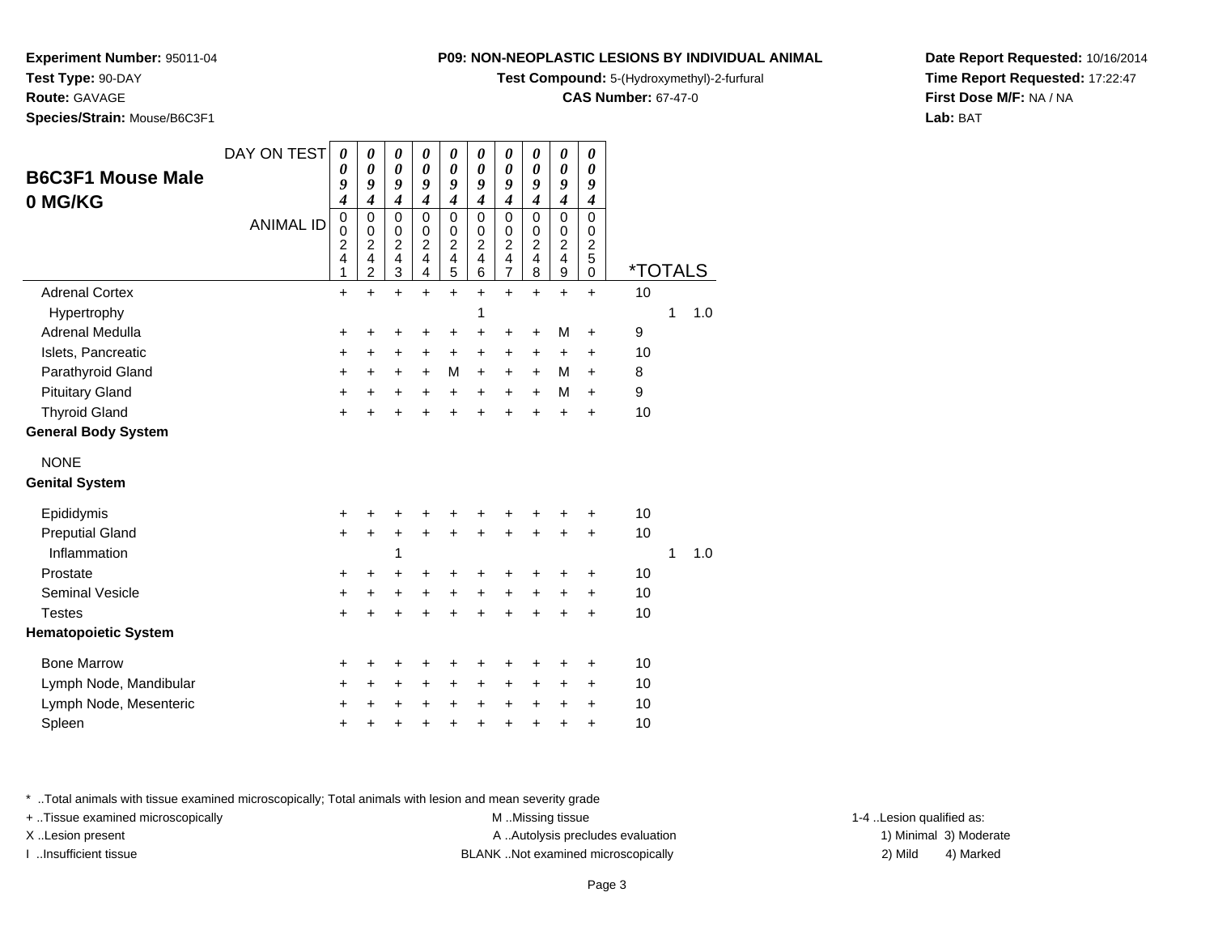**Experiment Number:** 95011-04
**Test Type:** 90-DAY
**Route:** GAVAGE
**Species/Strain:** Mouse/B6C3F1

**P09: NON-NEOPLASTIC LESIONS BY INDIVIDUAL ANIMAL**
**Test Compound:** 5-(Hydroxymethyl)-2-furfural
**CAS Number:** 67-47-0

**Date Report Requested:** 10/16/2014
**Time Report Requested:** 17:22:47
**First Dose M/F:** NA / NA
**Lab:** BAT

## B6C3F1 Mouse Male 0 MG/KG

| DAY ON TEST | 0094 | 0094 | 0094 | 0094 | 0094 | 0094 | 0094 | 0094 | 0094 | 0094 | | | |
|---|---|---|---|---|---|---|---|---|---|---|---|---|---|
| ANIMAL ID | 00241 | 00242 | 00243 | 00244 | 00245 | 00246 | 00247 | 00248 | 00249 | 00250 | *TOTALS | | |
| Adrenal Cortex | + | + | + | + | + | + | + | + | + | + | 10 | | |
| Hypertrophy | | | | | | 1 | | | | | | 1 | 1.0 |
| Adrenal Medulla | + | + | + | + | + | + | + | + | M | + | 9 | | |
| Islets, Pancreatic | + | + | + | + | + | + | + | + | + | + | 10 | | |
| Parathyroid Gland | + | + | + | + | M | + | + | + | M | + | 8 | | |
| Pituitary Gland | + | + | + | + | + | + | + | + | M | + | 9 | | |
| Thyroid Gland | + | + | + | + | + | + | + | + | + | + | 10 | | |
| **General Body System** | | | | | | | | | | | | | |
| NONE | | | | | | | | | | | | | |
| **Genital System** | | | | | | | | | | | | | |
| Epididymis | + | + | + | + | + | + | + | + | + | + | 10 | | |
| Preputial Gland | + | + | + | + | + | + | + | + | + | + | 10 | | |
| Inflammation | | | 1 | | | | | | | | | 1 | 1.0 |
| Prostate | + | + | + | + | + | + | + | + | + | + | 10 | | |
| Seminal Vesicle | + | + | + | + | + | + | + | + | + | + | 10 | | |
| Testes | + | + | + | + | + | + | + | + | + | + | 10 | | |
| **Hematopoietic System** | | | | | | | | | | | | | |
| Bone Marrow | + | + | + | + | + | + | + | + | + | + | 10 | | |
| Lymph Node, Mandibular | + | + | + | + | + | + | + | + | + | + | 10 | | |
| Lymph Node, Mesenteric | + | + | + | + | + | + | + | + | + | + | 10 | | |
| Spleen | + | + | + | + | + | + | + | + | + | + | 10 | | |

* ..Total animals with tissue examined microscopically; Total animals with lesion and mean severity grade
+ ..Tissue examined microscopically
X ..Lesion present
I ..Insufficient tissue

M ..Missing tissue
A ..Autolysis precludes evaluation
BLANK ..Not examined microscopically

1-4 ..Lesion qualified as:
1) Minimal 3) Moderate
2) Mild 4) Marked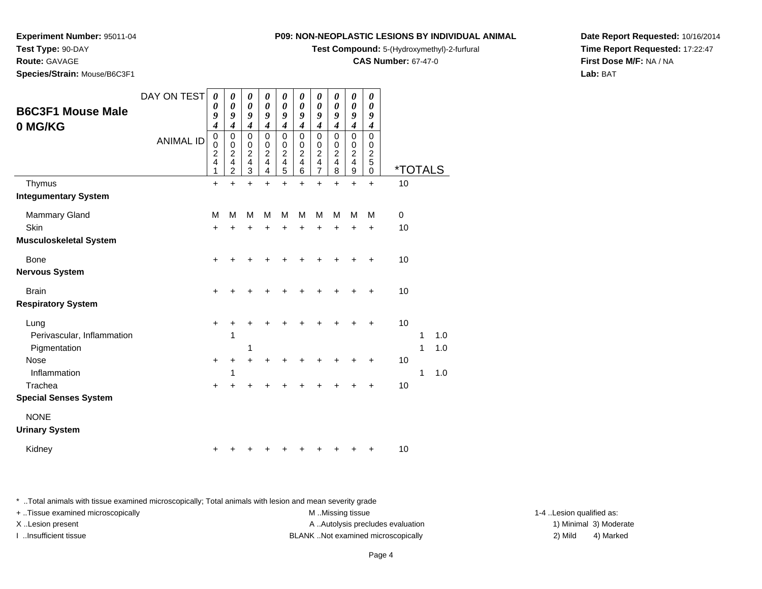**Experiment Number:** 95011-04
**Test Type:** 90-DAY
**Route:** GAVAGE
**Species/Strain:** Mouse/B6C3F1

**P09: NON-NEOPLASTIC LESIONS BY INDIVIDUAL ANIMAL**
**Test Compound:** 5-(Hydroxymethyl)-2-furfural
**CAS Number:** 67-47-0

**Date Report Requested:** 10/16/2014
**Time Report Requested:** 17:22:47
**First Dose M/F:** NA / NA
**Lab:** BAT

## B6C3F1 Mouse Male 0 MG/KG

| DAY ON TEST | 0094 | 0094 | 0094 | 0094 | 0094 | 0094 | 0094 | 0094 | 0094 | 0094 | | |
|---|---|---|---|---|---|---|---|---|---|---|---|---|
| ANIMAL ID | 00241 | 00242 | 00243 | 00244 | 00245 | 00246 | 00247 | 00248 | 00249 | 00250 | *TOTALS | |
| Thymus | + | + | + | + | + | + | + | + | + | + | 10 | |
| **Integumentary System** | | | | | | | | | | | | |
| Mammary Gland | M | M | M | M | M | M | M | M | M | M | 0 | |
| Skin | + | + | + | + | + | + | + | + | + | + | 10 | |
| **Musculoskeletal System** | | | | | | | | | | | | |
| Bone | + | + | + | + | + | + | + | + | + | + | 10 | |
| **Nervous System** | | | | | | | | | | | | |
| Brain | + | + | + | + | + | + | + | + | + | + | 10 | |
| **Respiratory System** | | | | | | | | | | | | |
| Lung | + | + | + | + | + | + | + | + | + | + | 10 | |
| Perivascular, Inflammation | | 1 | | | | | | | | | 1 | 1.0 |
| Pigmentation | | | 1 | | | | | | | | 1 | 1.0 |
| Nose | + | + | + | + | + | + | + | + | + | + | 10 | |
| Inflammation | | 1 | | | | | | | | | 1 | 1.0 |
| Trachea | + | + | + | + | + | + | + | + | + | + | 10 | |
| **Special Senses System** | | | | | | | | | | | | |
| NONE | | | | | | | | | | | | |
| **Urinary System** | | | | | | | | | | | | |
| Kidney | + | + | + | + | + | + | + | + | + | + | 10 | |

\* ..Total animals with tissue examined microscopically; Total animals with lesion and mean severity grade
+ ..Tissue examined microscopically
X ..Lesion present
I ..Insufficient tissue
M ..Missing tissue
A ..Autolysis precludes evaluation
BLANK ..Not examined microscopically
1-4 ..Lesion qualified as: 1) Minimal 2) Mild 3) Moderate 4) Marked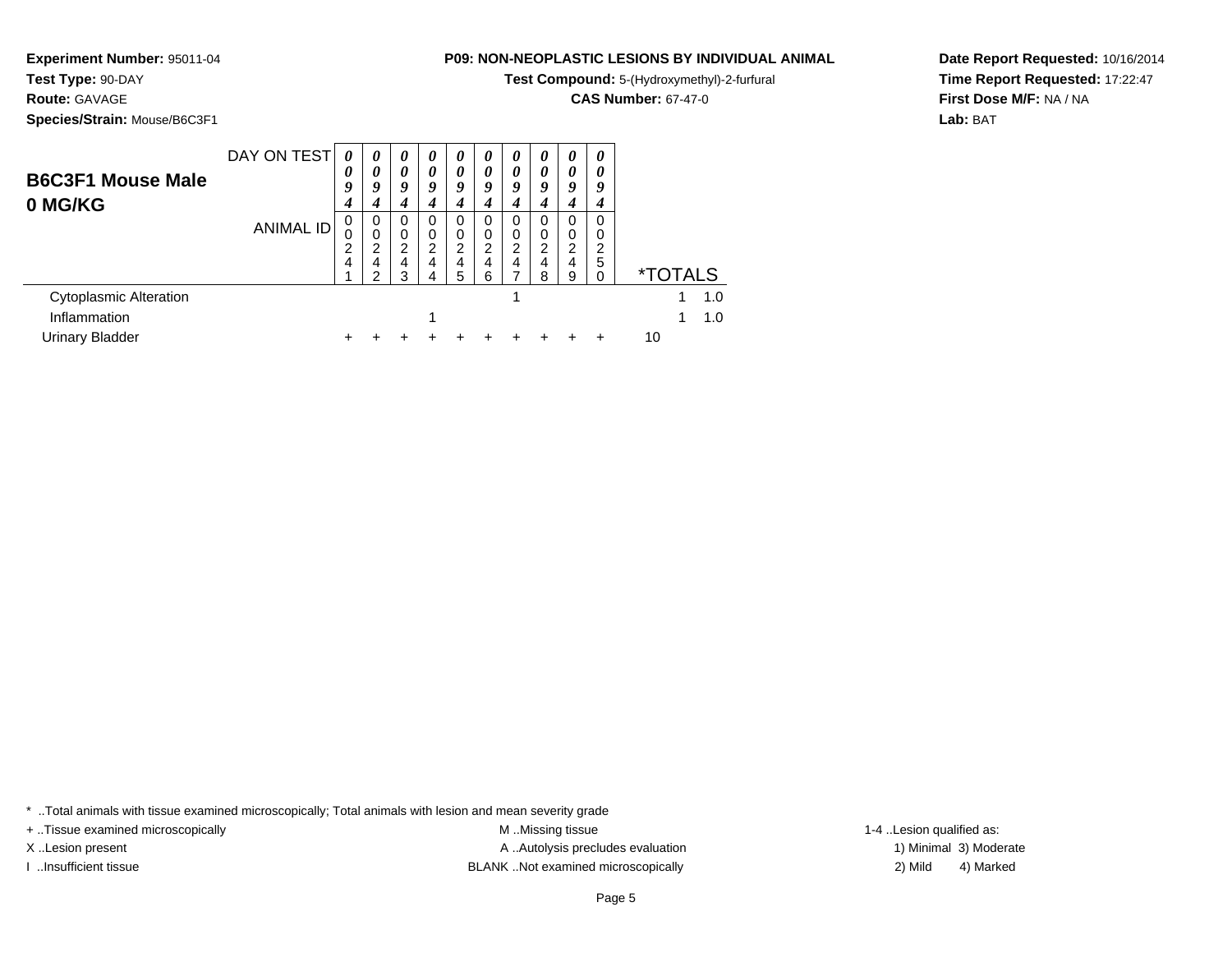**Experiment Number:** 95011-04
**Test Type:** 90-DAY
**Route:** GAVAGE
**Species/Strain:** Mouse/B6C3F1

**P09: NON-NEOPLASTIC LESIONS BY INDIVIDUAL ANIMAL**
**Test Compound:** 5-(Hydroxymethyl)-2-furfural
**CAS Number:** 67-47-0

**Date Report Requested:** 10/16/2014
**Time Report Requested:** 17:22:47
**First Dose M/F:** NA / NA
**Lab:** BAT

## B6C3F1 Mouse Male
## 0 MG/KG

| DAY ON TEST | 0094 | 0094 | 0094 | 0094 | 0094 | 0094 | 0094 | 0094 | 0094 | 0094 | | |
|---|---|---|---|---|---|---|---|---|---|---|---|---|
| ANIMAL ID | 00241 | 00242 | 00243 | 00244 | 00245 | 00246 | 00247 | 00248 | 00249 | 00250 | *TOTALS | |
| Cytoplasmic Alteration | | | | | | | 1 | | | | 1 | 1.0 |
| Inflammation | | | | 1 | | | | | | | 1 | 1.0 |
| Urinary Bladder | + | + | + | + | + | + | + | + | + | + | 10 | |

* ..Total animals with tissue examined microscopically; Total animals with lesion and mean severity grade
+ ..Tissue examined microscopically
X ..Lesion present
I ..Insufficient tissue
M ..Missing tissue
A ..Autolysis precludes evaluation
BLANK ..Not examined microscopically
1-4 ..Lesion qualified as:
1) Minimal 3) Moderate
2) Mild 4) Marked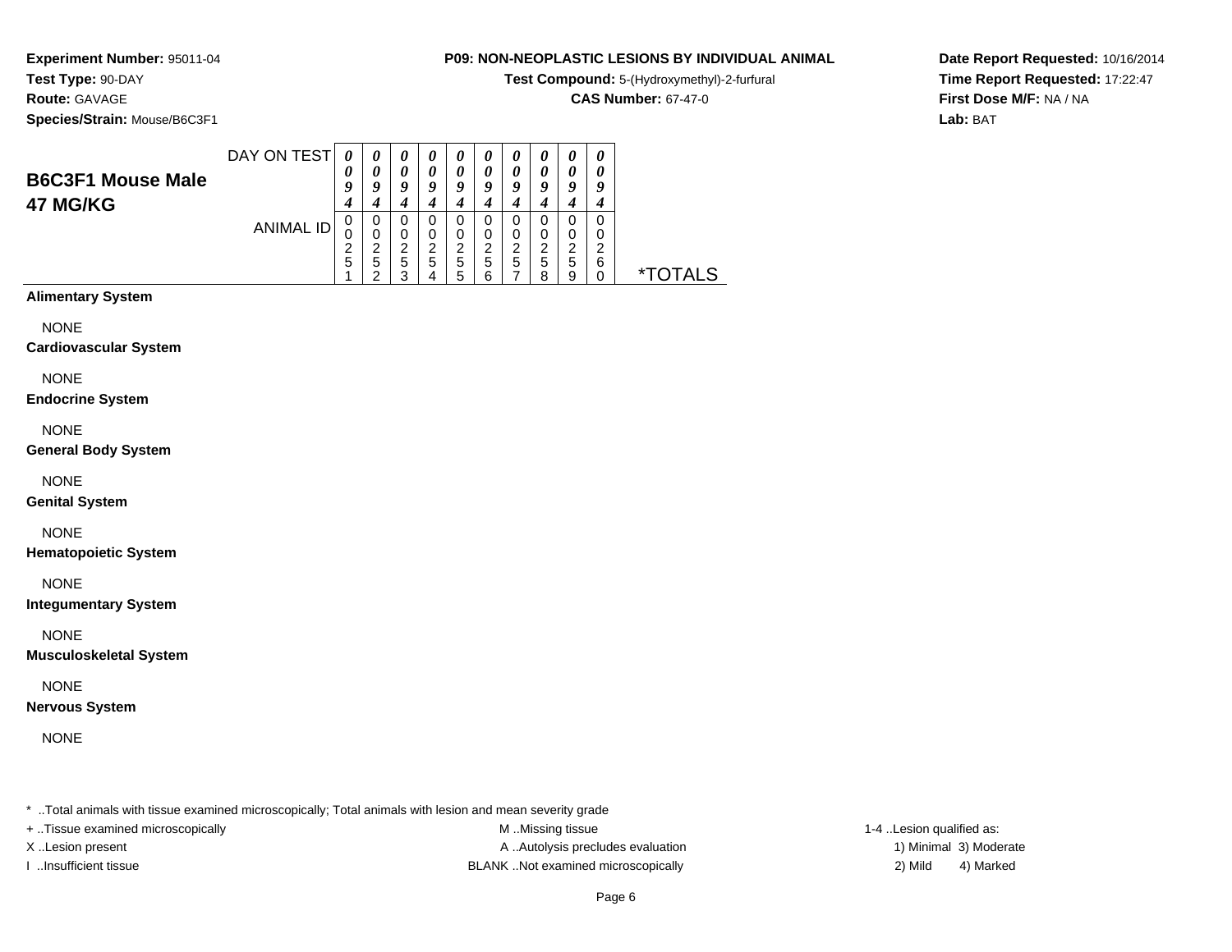**Experiment Number:** 95011-04
**Test Type:** 90-DAY
**Route:** GAVAGE
**Species/Strain:** Mouse/B6C3F1

**P09: NON-NEOPLASTIC LESIONS BY INDIVIDUAL ANIMAL**
**Test Compound:** 5-(Hydroxymethyl)-2-furfural
**CAS Number:** 67-47-0

**Date Report Requested:** 10/16/2014
**Time Report Requested:** 17:22:47
**First Dose M/F:** NA / NA
**Lab:** BAT

## B6C3F1 Mouse Male
## 47 MG/KG

| | | | | | | | | | | | |
|---|---|---|---|---|---|---|---|---|---|---|---|
| DAY ON TEST | 0094 | 0094 | 0094 | 0094 | 0094 | 0094 | 0094 | 0094 | 0094 | 0094 | |
| ANIMAL ID | 00251 | 00252 | 00253 | 00254 | 00255 | 00256 | 00257 | 00258 | 00259 | 00260 | *TOTALS |
| **Alimentary System** | | | | | | | | | | | |
| NONE | | | | | | | | | | | |
| **Cardiovascular System** | | | | | | | | | | | |
| NONE | | | | | | | | | | | |
| **Endocrine System** | | | | | | | | | | | |
| NONE | | | | | | | | | | | |
| **General Body System** | | | | | | | | | | | |
| NONE | | | | | | | | | | | |
| **Genital System** | | | | | | | | | | | |
| NONE | | | | | | | | | | | |
| **Hematopoietic System** | | | | | | | | | | | |
| NONE | | | | | | | | | | | |
| **Integumentary System** | | | | | | | | | | | |
| NONE | | | | | | | | | | | |
| **Musculoskeletal System** | | | | | | | | | | | |
| NONE | | | | | | | | | | | |
| **Nervous System** | | | | | | | | | | | |
| NONE | | | | | | | | | | | |

* ..Total animals with tissue examined microscopically; Total animals with lesion and mean severity grade
+ ..Tissue examined microscopically
X ..Lesion present
I ..Insufficient tissue
M ..Missing tissue
A ..Autolysis precludes evaluation
BLANK ..Not examined microscopically
1-4 ..Lesion qualified as:
1) Minimal 3) Moderate
2) Mild 4) Marked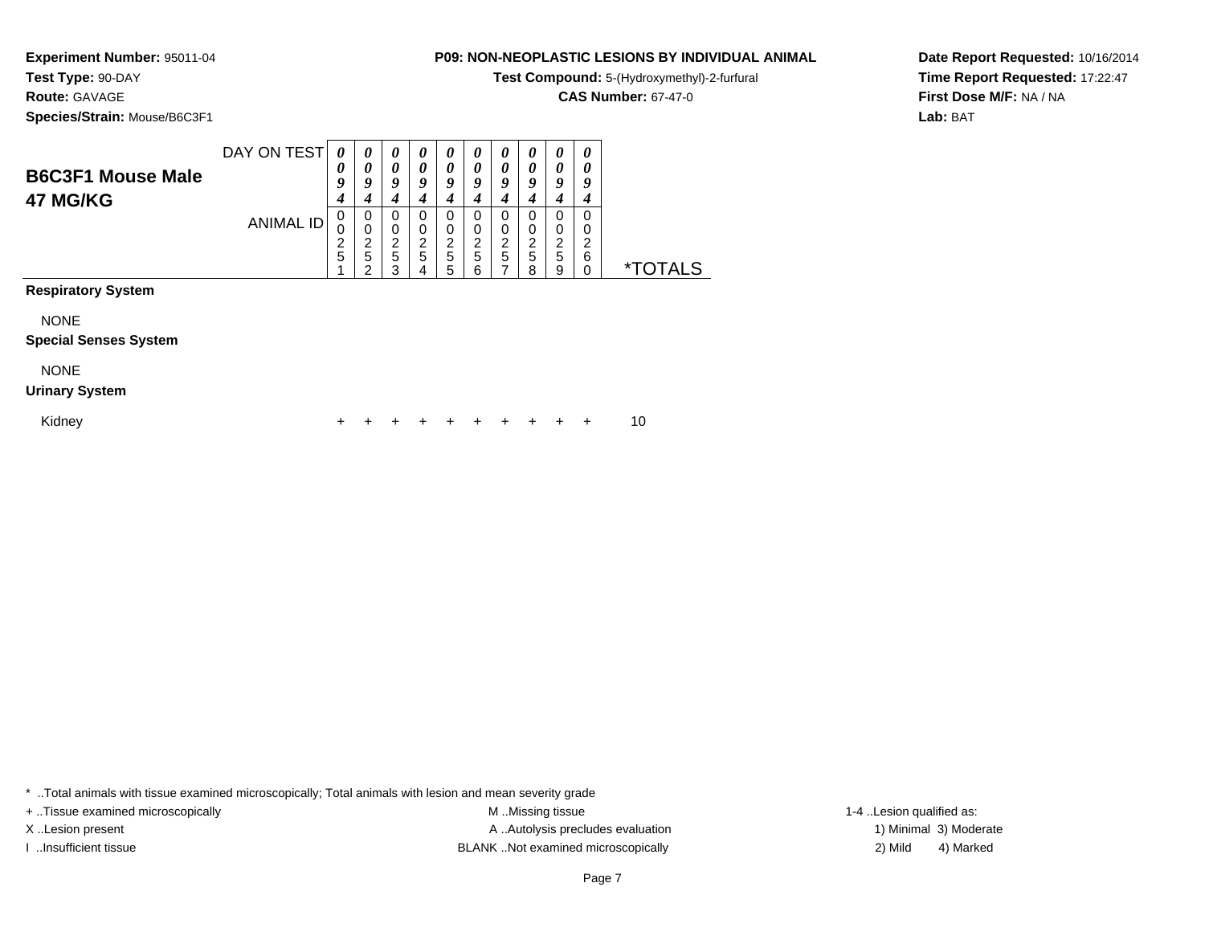**Experiment Number:** 95011-04
**Test Type:** 90-DAY
**Route:** GAVAGE
**Species/Strain:** Mouse/B6C3F1

**P09: NON-NEOPLASTIC LESIONS BY INDIVIDUAL ANIMAL**
**Test Compound:** 5-(Hydroxymethyl)-2-furfural
**CAS Number:** 67-47-0

**Date Report Requested:** 10/16/2014
**Time Report Requested:** 17:22:47
**First Dose M/F:** NA / NA
**Lab:** BAT

## B6C3F1 Mouse Male 47 MG/KG

| | | | | | | | | | | | |
|---|---|---|---|---|---|---|---|---|---|---|---|
| DAY ON TEST | 0094 | 0094 | 0094 | 0094 | 0094 | 0094 | 0094 | 0094 | 0094 | 0094 | |
| ANIMAL ID | 00251 | 00252 | 00253 | 00254 | 00255 | 00256 | 00257 | 00258 | 00259 | 00260 | *TOTALS |
| **Respiratory System** | | | | | | | | | | | |
| NONE | | | | | | | | | | | |
| **Special Senses System** | | | | | | | | | | | |
| NONE | | | | | | | | | | | |
| **Urinary System** | | | | | | | | | | | |
| Kidney | + | + | + | + | + | + | + | + | + | + | 10 |

* ..Total animals with tissue examined microscopically; Total animals with lesion and mean severity grade
+ ..Tissue examined microscopically
X ..Lesion present
I ..Insufficient tissue
M ..Missing tissue
A ..Autolysis precludes evaluation
BLANK ..Not examined microscopically
1-4 ..Lesion qualified as:
1) Minimal 3) Moderate
2) Mild 4) Marked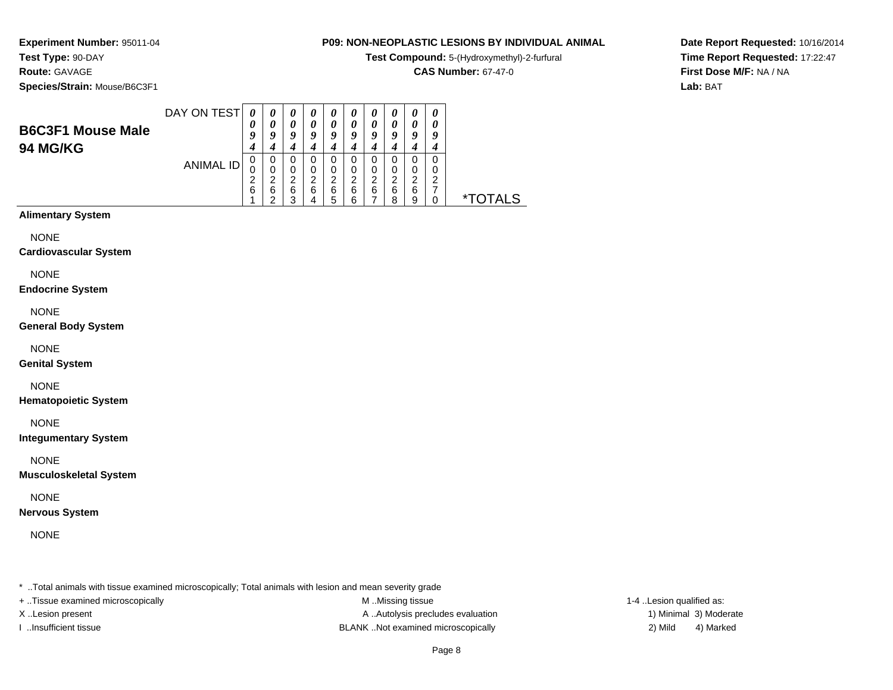**Experiment Number:** 95011-04
**Test Type:** 90-DAY
**Route:** GAVAGE
**Species/Strain:** Mouse/B6C3F1

**P09: NON-NEOPLASTIC LESIONS BY INDIVIDUAL ANIMAL**
**Test Compound:** 5-(Hydroxymethyl)-2-furfural
**CAS Number:** 67-47-0

**Date Report Requested:** 10/16/2014
**Time Report Requested:** 17:22:47
**First Dose M/F:** NA / NA
**Lab:** BAT

## B6C3F1 Mouse Male
## 94 MG/KG

| | | | | | | | | | | | |
|---|---|---|---|---|---|---|---|---|---|---|---|
| DAY ON TEST | 0094 | 0094 | 0094 | 0094 | 0094 | 0094 | 0094 | 0094 | 0094 | 0094 | |
| ANIMAL ID | 00261 | 00262 | 00263 | 00264 | 00265 | 00266 | 00267 | 00268 | 00269 | 00270 | *TOTALS |
| **Alimentary System** | | | | | | | | | | | |
| NONE | | | | | | | | | | | |
| **Cardiovascular System** | | | | | | | | | | | |
| NONE | | | | | | | | | | | |
| **Endocrine System** | | | | | | | | | | | |
| NONE | | | | | | | | | | | |
| **General Body System** | | | | | | | | | | | |
| NONE | | | | | | | | | | | |
| **Genital System** | | | | | | | | | | | |
| NONE | | | | | | | | | | | |
| **Hematopoietic System** | | | | | | | | | | | |
| NONE | | | | | | | | | | | |
| **Integumentary System** | | | | | | | | | | | |
| NONE | | | | | | | | | | | |
| **Musculoskeletal System** | | | | | | | | | | | |
| NONE | | | | | | | | | | | |
| **Nervous System** | | | | | | | | | | | |
| NONE | | | | | | | | | | | |

* ..Total animals with tissue examined microscopically; Total animals with lesion and mean severity grade
+ ..Tissue examined microscopically
X ..Lesion present
I ..Insufficient tissue
M ..Missing tissue
A ..Autolysis precludes evaluation
BLANK ..Not examined microscopically
1-4 ..Lesion qualified as:
1) Minimal 3) Moderate
2) Mild 4) Marked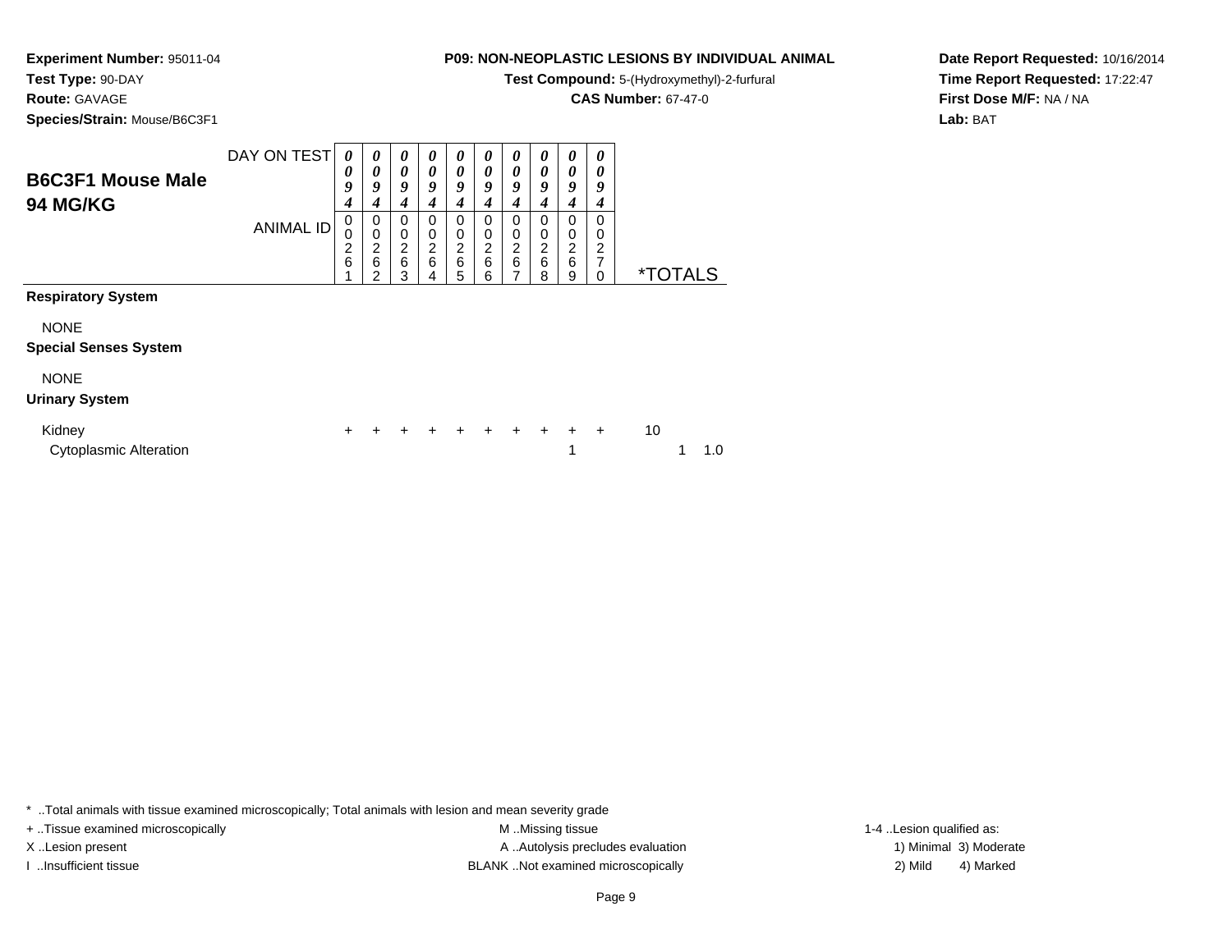**Experiment Number:** 95011-04
**Test Type:** 90-DAY
**Route:** GAVAGE
**Species/Strain:** Mouse/B6C3F1

**P09: NON-NEOPLASTIC LESIONS BY INDIVIDUAL ANIMAL**
**Test Compound:** 5-(Hydroxymethyl)-2-furfural
**CAS Number:** 67-47-0

**Date Report Requested:** 10/16/2014
**Time Report Requested:** 17:22:47
**First Dose M/F:** NA / NA
**Lab:** BAT

## B6C3F1 Mouse Male 94 MG/KG

| DAY ON TEST | 0094 | 0094 | 0094 | 0094 | 0094 | 0094 | 0094 | 0094 | 0094 | 0094 | | |
|---|---|---|---|---|---|---|---|---|---|---|---|---|
| ANIMAL ID | 00261 | 00262 | 00263 | 00264 | 00265 | 00266 | 00267 | 00268 | 00269 | 00270 | *TOTALS | |
| **Respiratory System** | | | | | | | | | | | | |
| NONE | | | | | | | | | | | | |
| **Special Senses System** | | | | | | | | | | | | |
| NONE | | | | | | | | | | | | |
| **Urinary System** | | | | | | | | | | | | |
| Kidney | + | + | + | + | + | + | + | + | + | + | 10 | |
| Cytoplasmic Alteration | | | | | | | | | 1 | | 1 | 1.0 |

* ..Total animals with tissue examined microscopically; Total animals with lesion and mean severity grade
+ ..Tissue examined microscopically
X ..Lesion present
I ..Insufficient tissue
M ..Missing tissue
A ..Autolysis precludes evaluation
BLANK ..Not examined microscopically
1-4 ..Lesion qualified as:
1) Minimal 3) Moderate
2) Mild 4) Marked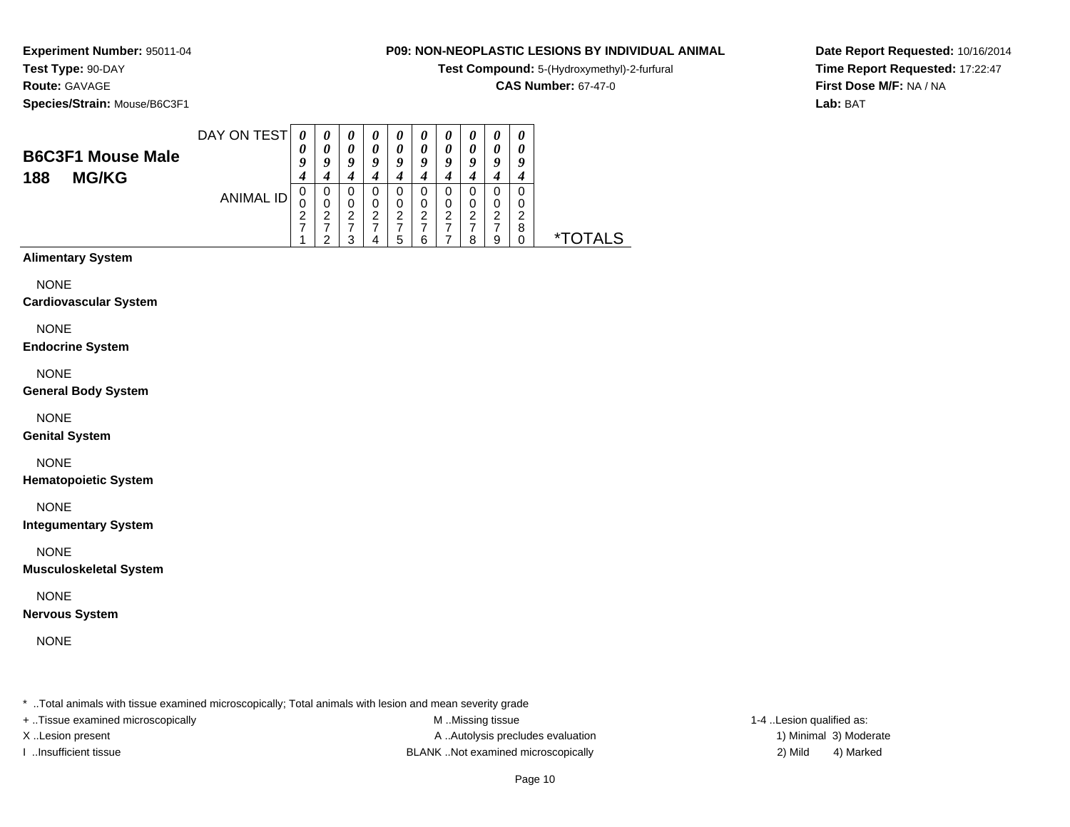**Experiment Number:** 95011-04
**Test Type:** 90-DAY
**Route:** GAVAGE
**Species/Strain:** Mouse/B6C3F1

**P09: NON-NEOPLASTIC LESIONS BY INDIVIDUAL ANIMAL**
**Test Compound:** 5-(Hydroxymethyl)-2-furfural
**CAS Number:** 67-47-0

**Date Report Requested:** 10/16/2014
**Time Report Requested:** 17:22:47
**First Dose M/F:** NA / NA
**Lab:** BAT

## B6C3F1 Mouse Male
## 188 MG/KG

| | | | | | | | | | | | |
|---|---|---|---|---|---|---|---|---|---|---|---|
| DAY ON TEST | 0094 | 0094 | 0094 | 0094 | 0094 | 0094 | 0094 | 0094 | 0094 | 0094 | |
| ANIMAL ID | 00271 | 00272 | 00273 | 00274 | 00275 | 00276 | 00277 | 00278 | 00279 | 00280 | *TOTALS |
| **Alimentary System** | | | | | | | | | | | |
| NONE | | | | | | | | | | | |
| **Cardiovascular System** | | | | | | | | | | | |
| NONE | | | | | | | | | | | |
| **Endocrine System** | | | | | | | | | | | |
| NONE | | | | | | | | | | | |
| **General Body System** | | | | | | | | | | | |
| NONE | | | | | | | | | | | |
| **Genital System** | | | | | | | | | | | |
| NONE | | | | | | | | | | | |
| **Hematopoietic System** | | | | | | | | | | | |
| NONE | | | | | | | | | | | |
| **Integumentary System** | | | | | | | | | | | |
| NONE | | | | | | | | | | | |
| **Musculoskeletal System** | | | | | | | | | | | |
| NONE | | | | | | | | | | | |
| **Nervous System** | | | | | | | | | | | |
| NONE | | | | | | | | | | | |

* ..Total animals with tissue examined microscopically; Total animals with lesion and mean severity grade
+ ..Tissue examined microscopically
X ..Lesion present
I ..Insufficient tissue
M ..Missing tissue
A ..Autolysis precludes evaluation
BLANK ..Not examined microscopically
1-4 ..Lesion qualified as:
1) Minimal 3) Moderate
2) Mild 4) Marked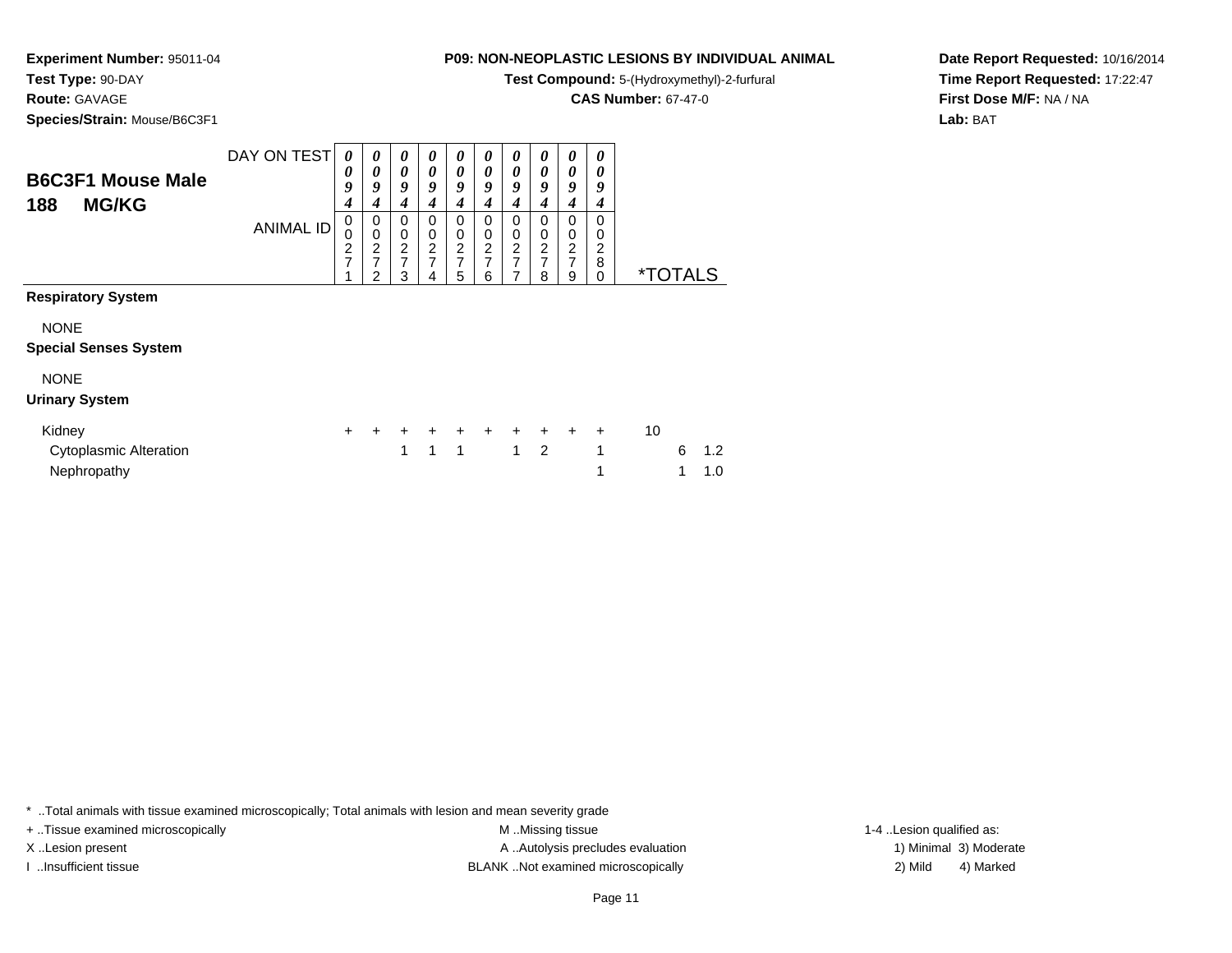**Experiment Number:** 95011-04
**Test Type:** 90-DAY
**Route:** GAVAGE
**Species/Strain:** Mouse/B6C3F1

**P09: NON-NEOPLASTIC LESIONS BY INDIVIDUAL ANIMAL**
**Test Compound:** 5-(Hydroxymethyl)-2-furfural
**CAS Number:** 67-47-0

**Date Report Requested:** 10/16/2014
**Time Report Requested:** 17:22:47
**First Dose M/F:** NA / NA
**Lab:** BAT

## B6C3F1 Mouse Male
## 188 MG/KG

| DAY ON TEST | 0094 | 0094 | 0094 | 0094 | 0094 | 0094 | 0094 | 0094 | 0094 | 0094 | | | |
|---|---|---|---|---|---|---|---|---|---|---|---|---|---|
| ANIMAL ID | 00271 | 00272 | 00273 | 00274 | 00275 | 00276 | 00277 | 00278 | 00279 | 00280 | *TOTALS | | |
| **Respiratory System** | | | | | | | | | | | | | |
| NONE | | | | | | | | | | | | | |
| **Special Senses System** | | | | | | | | | | | | | |
| NONE | | | | | | | | | | | | | |
| **Urinary System** | | | | | | | | | | | | | |
| Kidney | + | + | + | + | + | + | + | + | + | + | 10 | | |
| Cytoplasmic Alteration | | | 1 | 1 | 1 | | 1 | 2 | | 1 | | 6 | 1.2 |
| Nephropathy | | | | | | | | | | 1 | | 1 | 1.0 |

\* ..Total animals with tissue examined microscopically; Total animals with lesion and mean severity grade
+ ..Tissue examined microscopically
X ..Lesion present
I ..Insufficient tissue
M ..Missing tissue
A ..Autolysis precludes evaluation
BLANK ..Not examined microscopically
1-4 ..Lesion qualified as:
1) Minimal 3) Moderate
2) Mild 4) Marked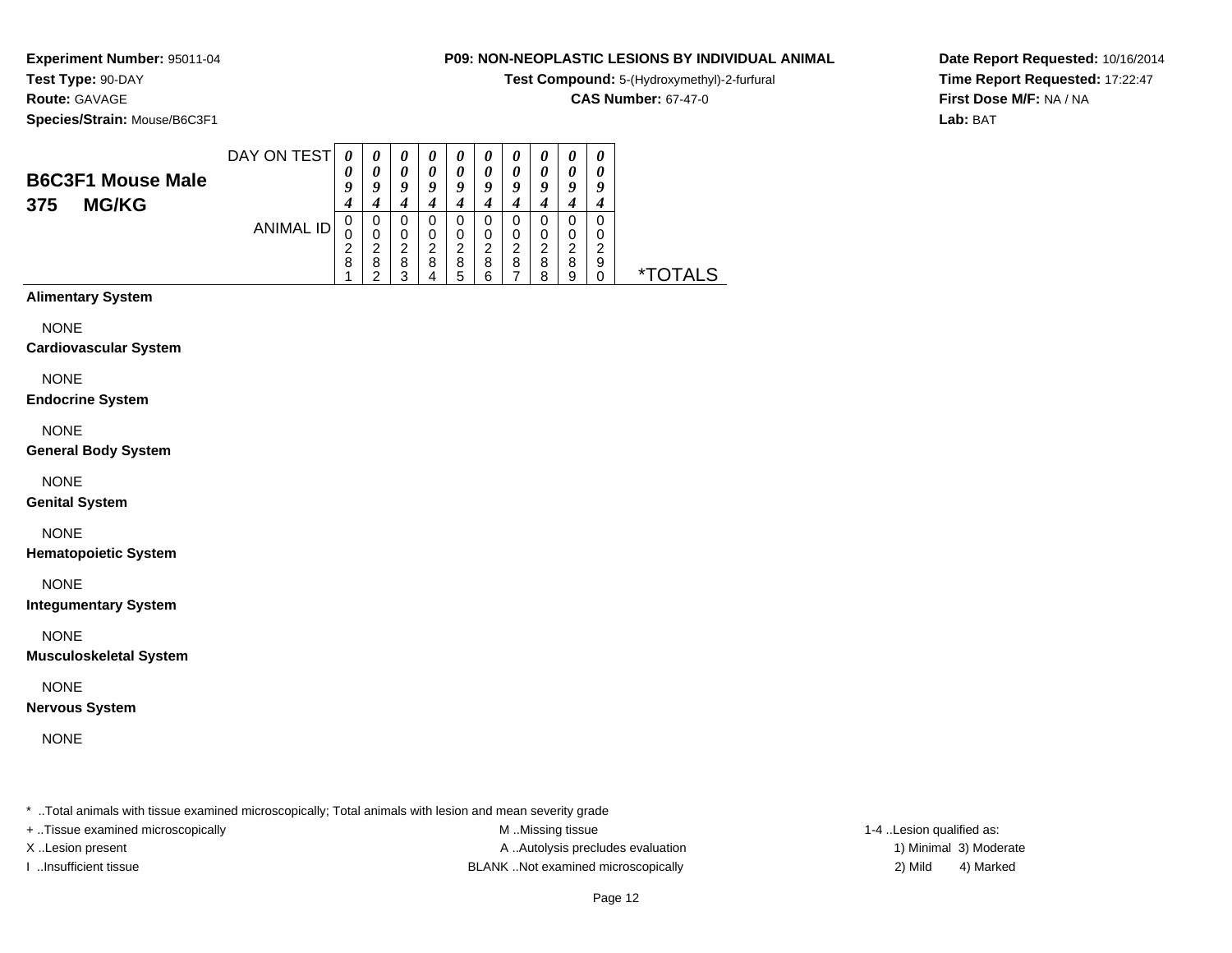**Experiment Number:** 95011-04
**Test Type:** 90-DAY
**Route:** GAVAGE
**Species/Strain:** Mouse/B6C3F1

**P09: NON-NEOPLASTIC LESIONS BY INDIVIDUAL ANIMAL**
**Test Compound:** 5-(Hydroxymethyl)-2-furfural
**CAS Number:** 67-47-0

**Date Report Requested:** 10/16/2014
**Time Report Requested:** 17:22:47
**First Dose M/F:** NA / NA
**Lab:** BAT

## B6C3F1 Mouse Male 375 MG/KG

| DAY ON TEST | 0094 | 0094 | 0094 | 0094 | 0094 | 0094 | 0094 | 0094 | 0094 | 0094 | |
|---|---|---|---|---|---|---|---|---|---|---|---|
| ANIMAL ID | 00281 | 00282 | 00283 | 00284 | 00285 | 00286 | 00287 | 00288 | 00289 | 00290 | *TOTALS |
| **Alimentary System** | | | | | | | | | | | |
| NONE | | | | | | | | | | | |
| **Cardiovascular System** | | | | | | | | | | | |
| NONE | | | | | | | | | | | |
| **Endocrine System** | | | | | | | | | | | |
| NONE | | | | | | | | | | | |
| **General Body System** | | | | | | | | | | | |
| NONE | | | | | | | | | | | |
| **Genital System** | | | | | | | | | | | |
| NONE | | | | | | | | | | | |
| **Hematopoietic System** | | | | | | | | | | | |
| NONE | | | | | | | | | | | |
| **Integumentary System** | | | | | | | | | | | |
| NONE | | | | | | | | | | | |
| **Musculoskeletal System** | | | | | | | | | | | |
| NONE | | | | | | | | | | | |
| **Nervous System** | | | | | | | | | | | |
| NONE | | | | | | | | | | | |

\* ..Total animals with tissue examined microscopically; Total animals with lesion and mean severity grade
+ ..Tissue examined microscopically
X ..Lesion present
I ..Insufficient tissue
M ..Missing tissue
A ..Autolysis precludes evaluation
BLANK ..Not examined microscopically
1-4 ..Lesion qualified as:
1) Minimal 3) Moderate
2) Mild 4) Marked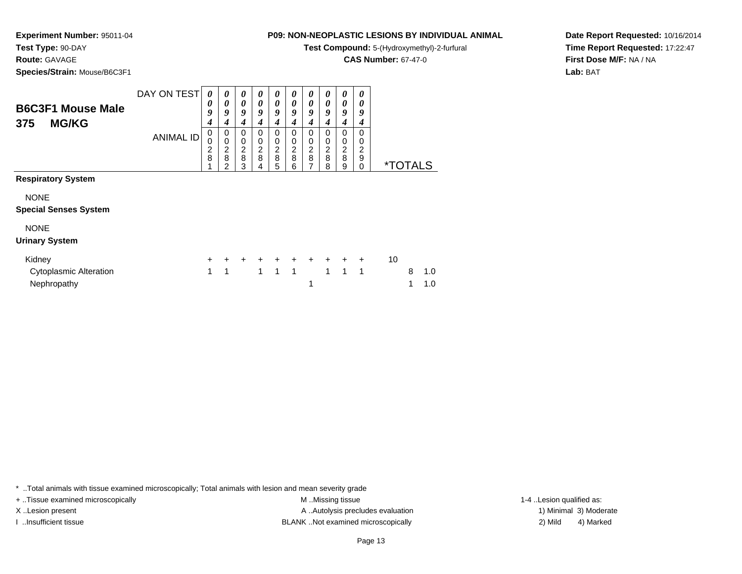**Experiment Number:** 95011-04
**Test Type:** 90-DAY
**Route:** GAVAGE
**Species/Strain:** Mouse/B6C3F1

**P09: NON-NEOPLASTIC LESIONS BY INDIVIDUAL ANIMAL**
**Test Compound:** 5-(Hydroxymethyl)-2-furfural
**CAS Number:** 67-47-0

**Date Report Requested:** 10/16/2014
**Time Report Requested:** 17:22:47
**First Dose M/F:** NA / NA
**Lab:** BAT

## B6C3F1 Mouse Male 375 MG/KG

| | | | | | | | | | | | | |
|---|---|---|---|---|---|---|---|---|---|---|---|---|
| DAY ON TEST | 0094 | 0094 | 0094 | 0094 | 0094 | 0094 | 0094 | 0094 | 0094 | 0094 | | |
| ANIMAL ID | 0281 | 0282 | 0283 | 0284 | 0285 | 0286 | 0287 | 0288 | 0289 | 0290 | *TOTALS | |
| **Respiratory System** | | | | | | | | | | | | |
| NONE | | | | | | | | | | | | |
| **Special Senses System** | | | | | | | | | | | | |
| NONE | | | | | | | | | | | | |
| **Urinary System** | | | | | | | | | | | | |
| Kidney | + | + | + | + | + | + | + | + | + | + | 10 | |
| Cytoplasmic Alteration | 1 | 1 | | 1 | 1 | 1 | | 1 | 1 | 1 | 8 | 1.0 |
| Nephropathy | | | | | | | 1 | | | | 1 | 1.0 |

* ..Total animals with tissue examined microscopically; Total animals with lesion and mean severity grade
+ ..Tissue examined microscopically
X ..Lesion present
I ..Insufficient tissue
M ..Missing tissue
A ..Autolysis precludes evaluation
BLANK ..Not examined microscopically
1-4 ..Lesion qualified as:
1) Minimal 3) Moderate
2) Mild 4) Marked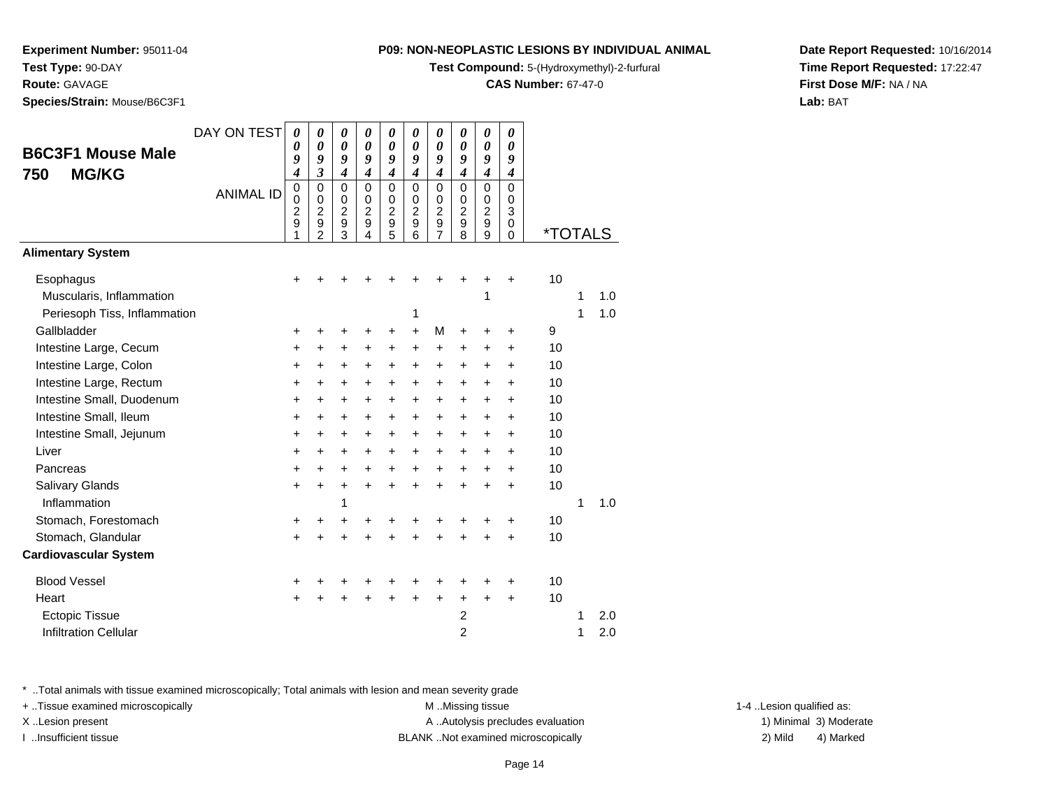**Experiment Number:** 95011-04
**Test Type:** 90-DAY
**Route:** GAVAGE
**Species/Strain:** Mouse/B6C3F1

**P09: NON-NEOPLASTIC LESIONS BY INDIVIDUAL ANIMAL**
**Test Compound:** 5-(Hydroxymethyl)-2-furfural
**CAS Number:** 67-47-0

**Date Report Requested:** 10/16/2014
**Time Report Requested:** 17:22:47
**First Dose M/F:** NA / NA
**Lab:** BAT

## B6C3F1 Mouse Male 750 MG/KG

| DAY ON TEST | 0094 | 0093 | 0094 | 0094 | 0094 | 0094 | 0094 | 0094 | 0094 | 0094 | *TOTALS | | |
|---|---|---|---|---|---|---|---|---|---|---|---|---|---|
| ANIMAL ID | 00291 | 00292 | 00293 | 00294 | 00295 | 00296 | 00297 | 00298 | 00299 | 00300 | | | |
| **Alimentary System** | | | | | | | | | | | | | |
| Esophagus | + | + | + | + | + | + | + | + | + | + | 10 | | |
| Muscularis, Inflammation | | | | | | | | | 1 | | | 1 | 1.0 |
| Periesoph Tiss, Inflammation | | | | | | 1 | | | | | | 1 | 1.0 |
| Gallbladder | + | + | + | + | + | + | M | + | + | + | 9 | | |
| Intestine Large, Cecum | + | + | + | + | + | + | + | + | + | + | 10 | | |
| Intestine Large, Colon | + | + | + | + | + | + | + | + | + | + | 10 | | |
| Intestine Large, Rectum | + | + | + | + | + | + | + | + | + | + | 10 | | |
| Intestine Small, Duodenum | + | + | + | + | + | + | + | + | + | + | 10 | | |
| Intestine Small, Ileum | + | + | + | + | + | + | + | + | + | + | 10 | | |
| Intestine Small, Jejunum | + | + | + | + | + | + | + | + | + | + | 10 | | |
| Liver | + | + | + | + | + | + | + | + | + | + | 10 | | |
| Pancreas | + | + | + | + | + | + | + | + | + | + | 10 | | |
| Salivary Glands | + | + | + | + | + | + | + | + | + | + | 10 | | |
| Inflammation | | | 1 | | | | | | | | | 1 | 1.0 |
| Stomach, Forestomach | + | + | + | + | + | + | + | + | + | + | 10 | | |
| Stomach, Glandular | + | + | + | + | + | + | + | + | + | + | 10 | | |
| **Cardiovascular System** | | | | | | | | | | | | | |
| Blood Vessel | + | + | + | + | + | + | + | + | + | + | 10 | | |
| Heart | + | + | + | + | + | + | + | + | + | + | 10 | | |
| Ectopic Tissue | | | | | | | | 2 | | | | 1 | 2.0 |
| Infiltration Cellular | | | | | | | | 2 | | | | 1 | 2.0 |

* ..Total animals with tissue examined microscopically; Total animals with lesion and mean severity grade
+ ..Tissue examined microscopically
X ..Lesion present
I ..Insufficient tissue

M ..Missing tissue
A ..Autolysis precludes evaluation
BLANK ..Not examined microscopically

1-4 ..Lesion qualified as:
1) Minimal 3) Moderate
2) Mild 4) Marked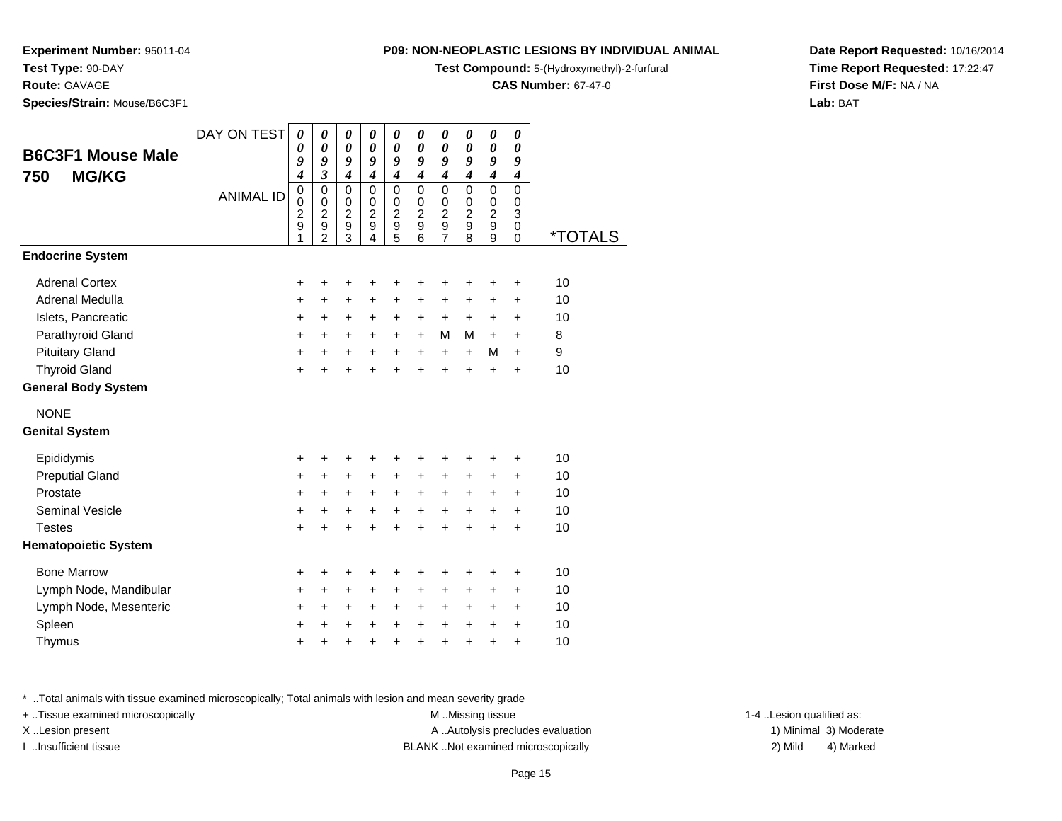**Experiment Number:** 95011-04
**Test Type:** 90-DAY
**Route:** GAVAGE
**Species/Strain:** Mouse/B6C3F1

**P09: NON-NEOPLASTIC LESIONS BY INDIVIDUAL ANIMAL**
**Test Compound:** 5-(Hydroxymethyl)-2-furfural
**CAS Number:** 67-47-0

**Date Report Requested:** 10/16/2014
**Time Report Requested:** 17:22:47
**First Dose M/F:** NA / NA
**Lab:** BAT

## B6C3F1 Mouse Male 750 MG/KG

| DAY ON TEST | 0094 | 0093 | 0094 | 0094 | 0094 | 0094 | 0094 | 0094 | 0094 | 0094 | |
|---|---|---|---|---|---|---|---|---|---|---|---|
| **ANIMAL ID** | 00291 | 00292 | 00293 | 00294 | 00295 | 00296 | 00297 | 00298 | 00299 | 00300 | ***TOTALS** |
| **Endocrine System** | | | | | | | | | | | |
| Adrenal Cortex | + | + | + | + | + | + | + | + | + | + | 10 |
| Adrenal Medulla | + | + | + | + | + | + | + | + | + | + | 10 |
| Islets, Pancreatic | + | + | + | + | + | + | + | + | + | + | 10 |
| Parathyroid Gland | + | + | + | + | + | + | M | M | + | + | 8 |
| Pituitary Gland | + | + | + | + | + | + | + | + | M | + | 9 |
| Thyroid Gland | + | + | + | + | + | + | + | + | + | + | 10 |
| **General Body System** | | | | | | | | | | | |
| NONE | | | | | | | | | | | |
| **Genital System** | | | | | | | | | | | |
| Epididymis | + | + | + | + | + | + | + | + | + | + | 10 |
| Preputial Gland | + | + | + | + | + | + | + | + | + | + | 10 |
| Prostate | + | + | + | + | + | + | + | + | + | + | 10 |
| Seminal Vesicle | + | + | + | + | + | + | + | + | + | + | 10 |
| Testes | + | + | + | + | + | + | + | + | + | + | 10 |
| **Hematopoietic System** | | | | | | | | | | | |
| Bone Marrow | + | + | + | + | + | + | + | + | + | + | 10 |
| Lymph Node, Mandibular | + | + | + | + | + | + | + | + | + | + | 10 |
| Lymph Node, Mesenteric | + | + | + | + | + | + | + | + | + | + | 10 |
| Spleen | + | + | + | + | + | + | + | + | + | + | 10 |
| Thymus | + | + | + | + | + | + | + | + | + | + | 10 |

* ..Total animals with tissue examined microscopically; Total animals with lesion and mean severity grade
+ ..Tissue examined microscopically
X ..Lesion present
I ..Insufficient tissue

M ..Missing tissue
A ..Autolysis precludes evaluation
BLANK ..Not examined microscopically

1-4 ..Lesion qualified as:
1) Minimal 3) Moderate
2) Mild 4) Marked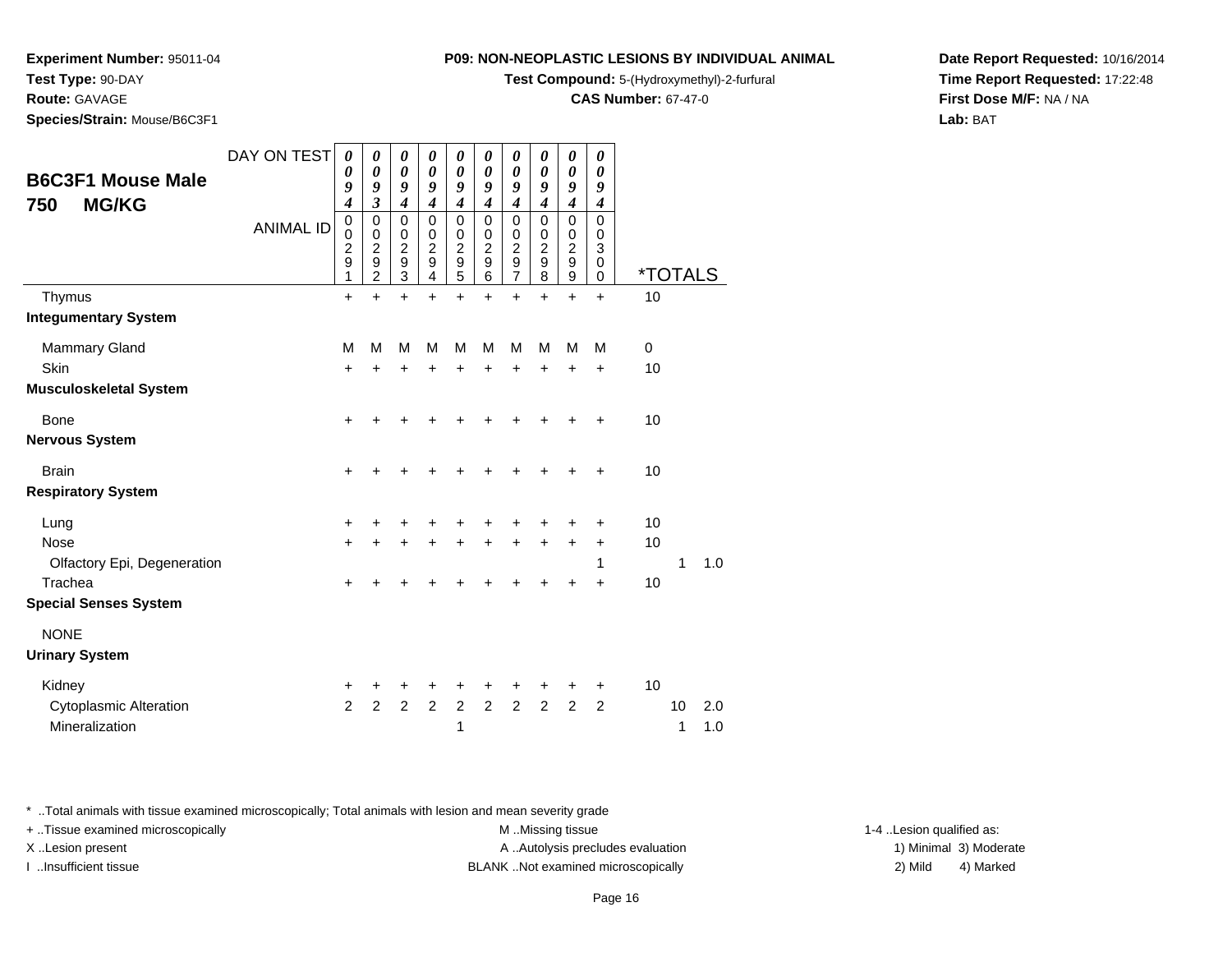**Experiment Number:** 95011-04
**Test Type:** 90-DAY
**Route:** GAVAGE
**Species/Strain:** Mouse/B6C3F1

**P09: NON-NEOPLASTIC LESIONS BY INDIVIDUAL ANIMAL**
**Test Compound:** 5-(Hydroxymethyl)-2-furfural
**CAS Number:** 67-47-0

**Date Report Requested:** 10/16/2014
**Time Report Requested:** 17:22:48
**First Dose M/F:** NA / NA
**Lab:** BAT

## B6C3F1 Mouse Male 750 MG/KG

| DAY ON TEST | 0094 | 0093 | 0094 | 0094 | 0094 | 0094 | 0094 | 0094 | 0094 | 0094 | | | |
|---|---|---|---|---|---|---|---|---|---|---|---|---|---|
| ANIMAL ID | 00291 | 00292 | 00293 | 00294 | 00295 | 00296 | 00297 | 00298 | 00299 | 00300 | *TOTALS | | |
| Thymus | + | + | + | + | + | + | + | + | + | + | 10 | | |
| **Integumentary System** | | | | | | | | | | | | | |
| Mammary Gland | M | M | M | M | M | M | M | M | M | M | 0 | | |
| Skin | + | + | + | + | + | + | + | + | + | + | 10 | | |
| **Musculoskeletal System** | | | | | | | | | | | | | |
| Bone | + | + | + | + | + | + | + | + | + | + | 10 | | |
| **Nervous System** | | | | | | | | | | | | | |
| Brain | + | + | + | + | + | + | + | + | + | + | 10 | | |
| **Respiratory System** | | | | | | | | | | | | | |
| Lung | + | + | + | + | + | + | + | + | + | + | 10 | | |
| Nose | + | + | + | + | + | + | + | + | + | + | 10 | | |
| Olfactory Epi, Degeneration | | | | | | | | | | 1 | | 1 | 1.0 |
| Trachea | + | + | + | + | + | + | + | + | + | + | 10 | | |
| **Special Senses System** | | | | | | | | | | | | | |
| NONE | | | | | | | | | | | | | |
| **Urinary System** | | | | | | | | | | | | | |
| Kidney | + | + | + | + | + | + | + | + | + | + | 10 | | |
| Cytoplasmic Alteration | 2 | 2 | 2 | 2 | 2 | 2 | 2 | 2 | 2 | 2 | | 10 | 2.0 |
| Mineralization | | | | | 1 | | | | | | | 1 | 1.0 |

* ..Total animals with tissue examined microscopically; Total animals with lesion and mean severity grade
+ ..Tissue examined microscopically
X ..Lesion present
I ..Insufficient tissue
M ..Missing tissue
A ..Autolysis precludes evaluation
BLANK ..Not examined microscopically
1-4 ..Lesion qualified as:
1) Minimal 2) Mild 3) Moderate 4) Marked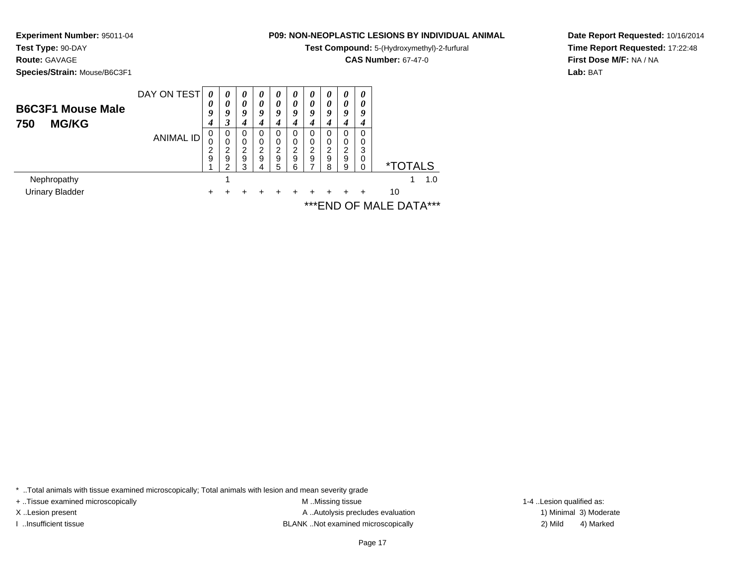**Experiment Number:** 95011-04
**Test Type:** 90-DAY
**Route:** GAVAGE
**Species/Strain:** Mouse/B6C3F1

**P09: NON-NEOPLASTIC LESIONS BY INDIVIDUAL ANIMAL**
**Test Compound:** 5-(Hydroxymethyl)-2-furfural
**CAS Number:** 67-47-0

**Date Report Requested:** 10/16/2014
**Time Report Requested:** 17:22:48
**First Dose M/F:** NA / NA
**Lab:** BAT

## B6C3F1 Mouse Male 750 MG/KG

| DAY ON TEST | 0094 | 0093 | 0094 | 0094 | 0094 | 0094 | 0094 | 0094 | 0094 | 0094 | | |
|---|---|---|---|---|---|---|---|---|---|---|---|---|
| ANIMAL ID | 00291 | 00292 | 00293 | 00294 | 00295 | 00296 | 00297 | 00298 | 00299 | 00300 | *TOTALS | |
| Nephropathy | | 1 | | | | | | | | | 1 | 1.0 |
| Urinary Bladder | + | + | + | + | + | + | + | + | + | + | 10 | |

***END OF MALE DATA***

* ..Total animals with tissue examined microscopically; Total animals with lesion and mean severity grade
+ ..Tissue examined microscopically
X ..Lesion present
I ..Insufficient tissue
M ..Missing tissue
A ..Autolysis precludes evaluation
BLANK ..Not examined microscopically
1-4 ..Lesion qualified as:
1) Minimal 3) Moderate
2) Mild 4) Marked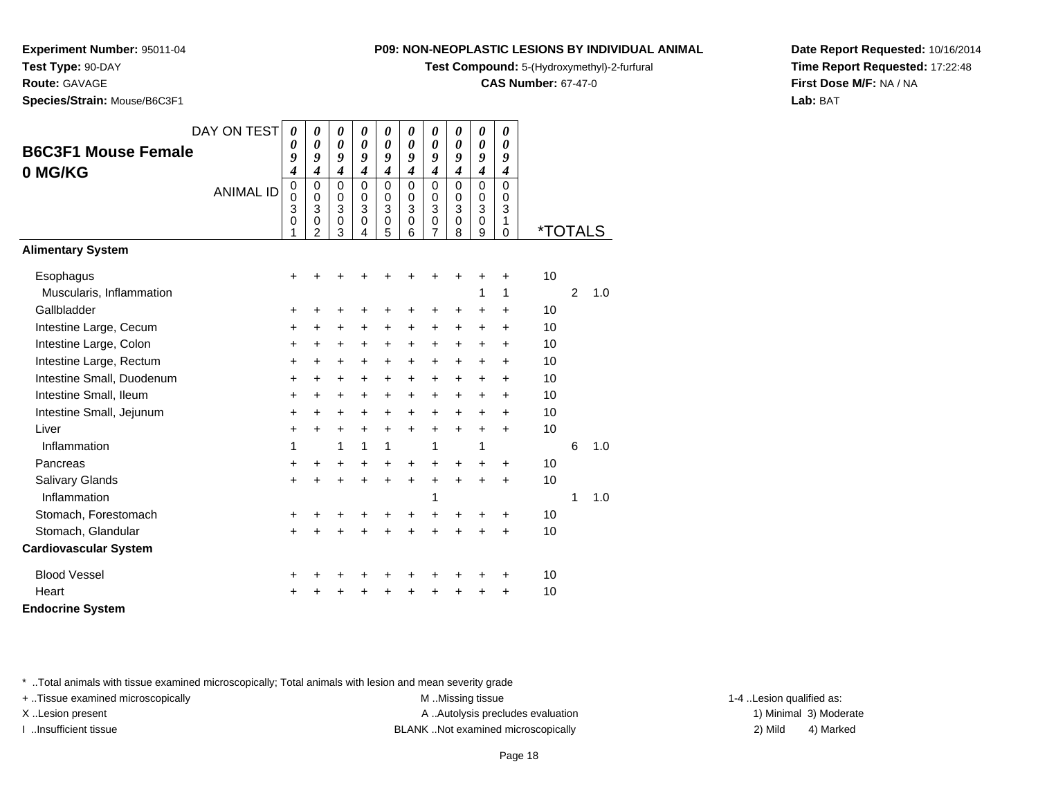**Experiment Number:** 95011-04
**Test Type:** 90-DAY
**Route:** GAVAGE
**Species/Strain:** Mouse/B6C3F1

**P09: NON-NEOPLASTIC LESIONS BY INDIVIDUAL ANIMAL**
**Test Compound:** 5-(Hydroxymethyl)-2-furfural
**CAS Number:** 67-47-0

**Date Report Requested:** 10/16/2014
**Time Report Requested:** 17:22:48
**First Dose M/F:** NA / NA
**Lab:** BAT

## B6C3F1 Mouse Female
## 0 MG/KG

| DAY ON TEST | 0094 | 0094 | 0094 | 0094 | 0094 | 0094 | 0094 | 0094 | 0094 | 0094 | | | |
|---|---|---|---|---|---|---|---|---|---|---|---|---|---|
| ANIMAL ID | 00301 | 00302 | 00303 | 00304 | 00305 | 00306 | 00307 | 00308 | 00309 | 00310 | *TOTALS | | |
| **Alimentary System** | | | | | | | | | | | | | |
| Esophagus | + | + | + | + | + | + | + | + | + | + | 10 | | |
| Muscularis, Inflammation | | | | | | | | | 1 | 1 | | 2 | 1.0 |
| Gallbladder | + | + | + | + | + | + | + | + | + | + | 10 | | |
| Intestine Large, Cecum | + | + | + | + | + | + | + | + | + | + | 10 | | |
| Intestine Large, Colon | + | + | + | + | + | + | + | + | + | + | 10 | | |
| Intestine Large, Rectum | + | + | + | + | + | + | + | + | + | + | 10 | | |
| Intestine Small, Duodenum | + | + | + | + | + | + | + | + | + | + | 10 | | |
| Intestine Small, Ileum | + | + | + | + | + | + | + | + | + | + | 10 | | |
| Intestine Small, Jejunum | + | + | + | + | + | + | + | + | + | + | 10 | | |
| Liver | + | + | + | + | + | + | + | + | + | + | 10 | | |
| Inflammation | 1 | | 1 | 1 | 1 | | 1 | | 1 | | | 6 | 1.0 |
| Pancreas | + | + | + | + | + | + | + | + | + | + | 10 | | |
| Salivary Glands | + | + | + | + | + | + | + | + | + | + | 10 | | |
| Inflammation | | | | | | | 1 | | | | | 1 | 1.0 |
| Stomach, Forestomach | + | + | + | + | + | + | + | + | + | + | 10 | | |
| Stomach, Glandular | + | + | + | + | + | + | + | + | + | + | 10 | | |
| **Cardiovascular System** | | | | | | | | | | | | | |
| Blood Vessel | + | + | + | + | + | + | + | + | + | + | 10 | | |
| Heart | + | + | + | + | + | + | + | + | + | + | 10 | | |
| **Endocrine System** | | | | | | | | | | | | | |

* ..Total animals with tissue examined microscopically; Total animals with lesion and mean severity grade
+ ..Tissue examined microscopically
X ..Lesion present
I ..Insufficient tissue

M ..Missing tissue
A ..Autolysis precludes evaluation
BLANK ..Not examined microscopically

1-4 ..Lesion qualified as:
1) Minimal 3) Moderate
2) Mild 4) Marked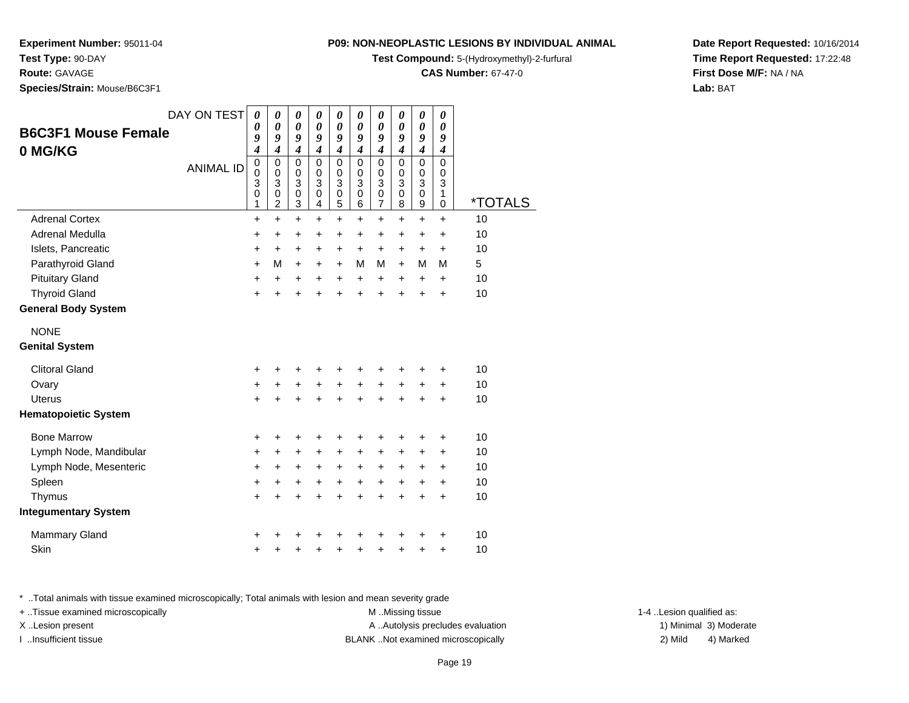**Experiment Number:** 95011-04
**Test Type:** 90-DAY
**Route:** GAVAGE
**Species/Strain:** Mouse/B6C3F1

**P09: NON-NEOPLASTIC LESIONS BY INDIVIDUAL ANIMAL**
**Test Compound:** 5-(Hydroxymethyl)-2-furfural
**CAS Number:** 67-47-0

**Date Report Requested:** 10/16/2014
**Time Report Requested:** 17:22:48
**First Dose M/F:** NA / NA
**Lab:** BAT

## B6C3F1 Mouse Female
## 0 MG/KG

| DAY ON TEST | 0094 | 0094 | 0094 | 0094 | 0094 | 0094 | 0094 | 0094 | 0094 | 0094 | |
|---|---|---|---|---|---|---|---|---|---|---|---|
| ANIMAL ID | 00301 | 00302 | 00303 | 00304 | 00305 | 00306 | 00307 | 00308 | 00309 | 00310 | *TOTALS |
| Adrenal Cortex | + | + | + | + | + | + | + | + | + | + | 10 |
| Adrenal Medulla | + | + | + | + | + | + | + | + | + | + | 10 |
| Islets, Pancreatic | + | + | + | + | + | + | + | + | + | + | 10 |
| Parathyroid Gland | + | M | + | + | + | M | M | + | M | M | 5 |
| Pituitary Gland | + | + | + | + | + | + | + | + | + | + | 10 |
| Thyroid Gland | + | + | + | + | + | + | + | + | + | + | 10 |
| **General Body System** | | | | | | | | | | | |
| NONE | | | | | | | | | | | |
| **Genital System** | | | | | | | | | | | |
| Clitoral Gland | + | + | + | + | + | + | + | + | + | + | 10 |
| Ovary | + | + | + | + | + | + | + | + | + | + | 10 |
| Uterus | + | + | + | + | + | + | + | + | + | + | 10 |
| **Hematopoietic System** | | | | | | | | | | | |
| Bone Marrow | + | + | + | + | + | + | + | + | + | + | 10 |
| Lymph Node, Mandibular | + | + | + | + | + | + | + | + | + | + | 10 |
| Lymph Node, Mesenteric | + | + | + | + | + | + | + | + | + | + | 10 |
| Spleen | + | + | + | + | + | + | + | + | + | + | 10 |
| Thymus | + | + | + | + | + | + | + | + | + | + | 10 |
| **Integumentary System** | | | | | | | | | | | |
| Mammary Gland | + | + | + | + | + | + | + | + | + | + | 10 |
| Skin | + | + | + | + | + | + | + | + | + | + | 10 |

\* ..Total animals with tissue examined microscopically; Total animals with lesion and mean severity grade
+ ..Tissue examined microscopically
X ..Lesion present
I ..Insufficient tissue

M ..Missing tissue
A ..Autolysis precludes evaluation
BLANK ..Not examined microscopically

1-4 ..Lesion qualified as:
1) Minimal 3) Moderate
2) Mild 4) Marked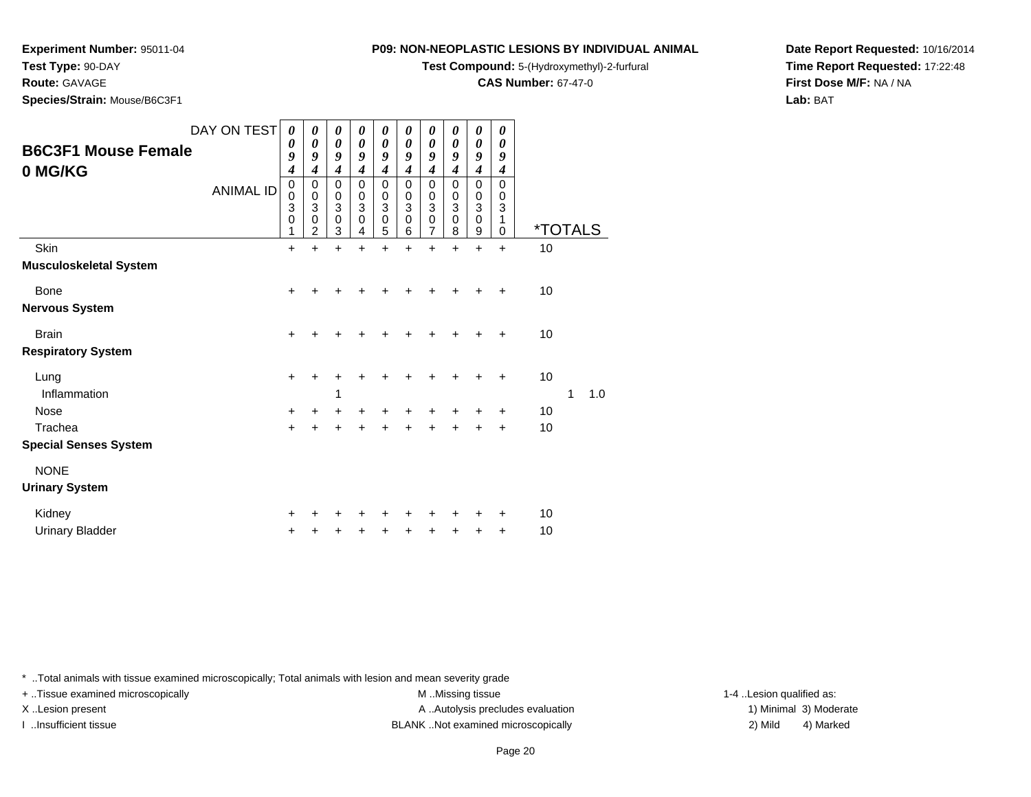**Experiment Number:** 95011-04
**Test Type:** 90-DAY
**Route:** GAVAGE
**Species/Strain:** Mouse/B6C3F1

**P09: NON-NEOPLASTIC LESIONS BY INDIVIDUAL ANIMAL**
**Test Compound:** 5-(Hydroxymethyl)-2-furfural
**CAS Number:** 67-47-0

**Date Report Requested:** 10/16/2014
**Time Report Requested:** 17:22:48
**First Dose M/F:** NA / NA
**Lab:** BAT

## B6C3F1 Mouse Female
## 0 MG/KG

| DAY ON TEST | 0094 | 0094 | 0094 | 0094 | 0094 | 0094 | 0094 | 0094 | 0094 | 0094 | | | |
|---|---|---|---|---|---|---|---|---|---|---|---|---|---|
| ANIMAL ID | 00301 | 00302 | 00303 | 00304 | 00305 | 00306 | 00307 | 00308 | 00309 | 00310 | *TOTALS | | |
| Skin | + | + | + | + | + | + | + | + | + | + | 10 | | |
| **Musculoskeletal System** | | | | | | | | | | | | | |
| Bone | + | + | + | + | + | + | + | + | + | + | 10 | | |
| **Nervous System** | | | | | | | | | | | | | |
| Brain | + | + | + | + | + | + | + | + | + | + | 10 | | |
| **Respiratory System** | | | | | | | | | | | | | |
| Lung | + | + | + | + | + | + | + | + | + | + | 10 | | |
| Inflammation | | | 1 | | | | | | | | | 1 | 1.0 |
| Nose | + | + | + | + | + | + | + | + | + | + | 10 | | |
| Trachea | + | + | + | + | + | + | + | + | + | + | 10 | | |
| **Special Senses System** | | | | | | | | | | | | | |
| NONE | | | | | | | | | | | | | |
| **Urinary System** | | | | | | | | | | | | | |
| Kidney | + | + | + | + | + | + | + | + | + | + | 10 | | |
| Urinary Bladder | + | + | + | + | + | + | + | + | + | + | 10 | | |

* ..Total animals with tissue examined microscopically; Total animals with lesion and mean severity grade
+ ..Tissue examined microscopically
X ..Lesion present
I ..Insufficient tissue

M ..Missing tissue
A ..Autolysis precludes evaluation
BLANK ..Not examined microscopically

1-4 ..Lesion qualified as:
1) Minimal 3) Moderate
2) Mild 4) Marked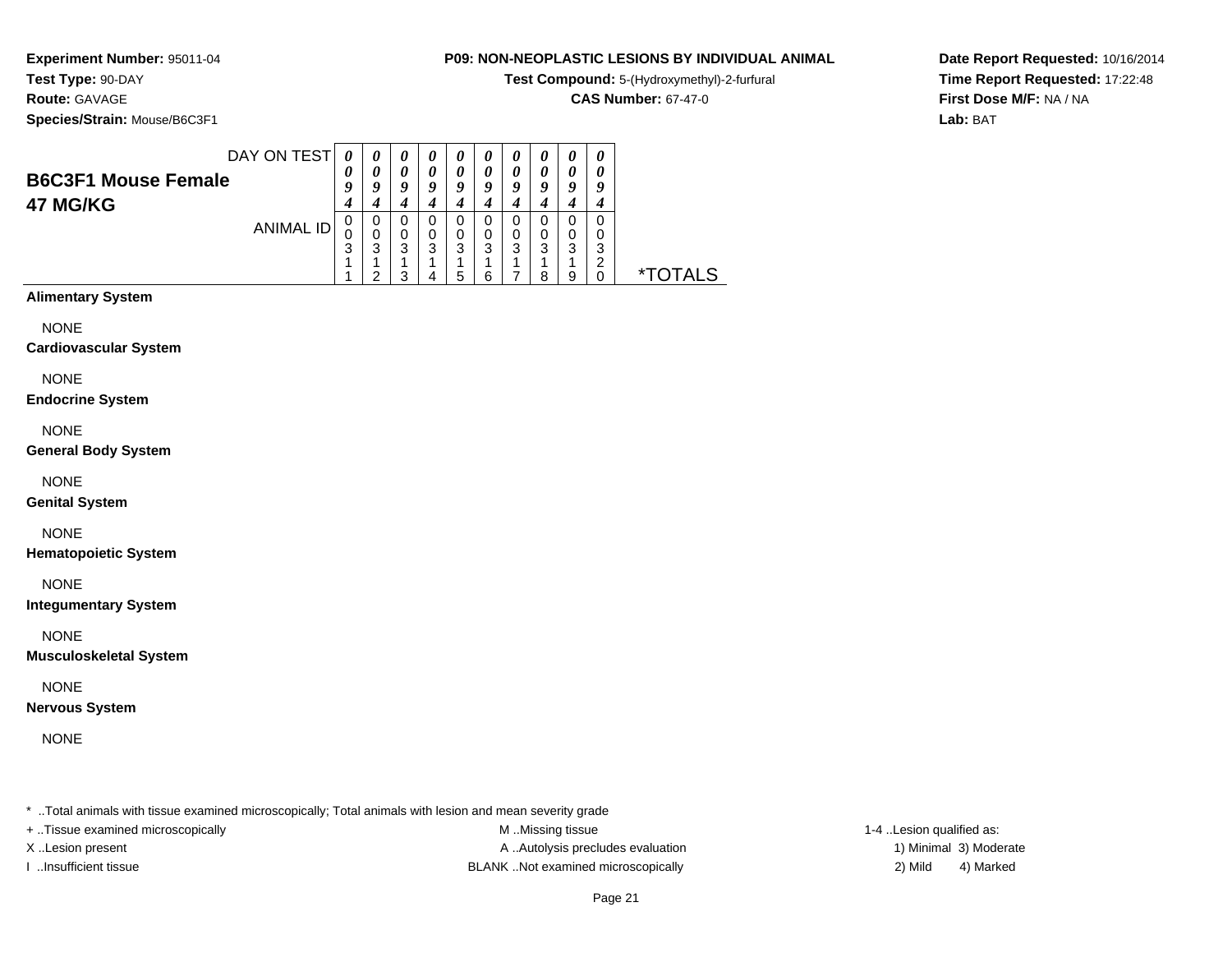**Experiment Number:** 95011-04
**Test Type:** 90-DAY
**Route:** GAVAGE
**Species/Strain:** Mouse/B6C3F1

**P09: NON-NEOPLASTIC LESIONS BY INDIVIDUAL ANIMAL**
**Test Compound:** 5-(Hydroxymethyl)-2-furfural
**CAS Number:** 67-47-0

**Date Report Requested:** 10/16/2014
**Time Report Requested:** 17:22:48
**First Dose M/F:** NA / NA
**Lab:** BAT

## B6C3F1 Mouse Female 47 MG/KG

| DAY ON TEST | 0094 | 0094 | 0094 | 0094 | 0094 | 0094 | 0094 | 0094 | 0094 | 0094 | |
|---|---|---|---|---|---|---|---|---|---|---|---|
| ANIMAL ID | 00311 | 00312 | 00313 | 00314 | 00315 | 00316 | 00317 | 00318 | 00319 | 00320 | *TOTALS |
| **Alimentary System** | | | | | | | | | | | |
| NONE | | | | | | | | | | | |
| **Cardiovascular System** | | | | | | | | | | | |
| NONE | | | | | | | | | | | |
| **Endocrine System** | | | | | | | | | | | |
| NONE | | | | | | | | | | | |
| **General Body System** | | | | | | | | | | | |
| NONE | | | | | | | | | | | |
| **Genital System** | | | | | | | | | | | |
| NONE | | | | | | | | | | | |
| **Hematopoietic System** | | | | | | | | | | | |
| NONE | | | | | | | | | | | |
| **Integumentary System** | | | | | | | | | | | |
| NONE | | | | | | | | | | | |
| **Musculoskeletal System** | | | | | | | | | | | |
| NONE | | | | | | | | | | | |
| **Nervous System** | | | | | | | | | | | |
| NONE | | | | | | | | | | | |

* ..Total animals with tissue examined microscopically; Total animals with lesion and mean severity grade
+ ..Tissue examined microscopically
X ..Lesion present
I ..Insufficient tissue
M ..Missing tissue
A ..Autolysis precludes evaluation
BLANK ..Not examined microscopically
1-4 ..Lesion qualified as:
1) Minimal 3) Moderate
2) Mild 4) Marked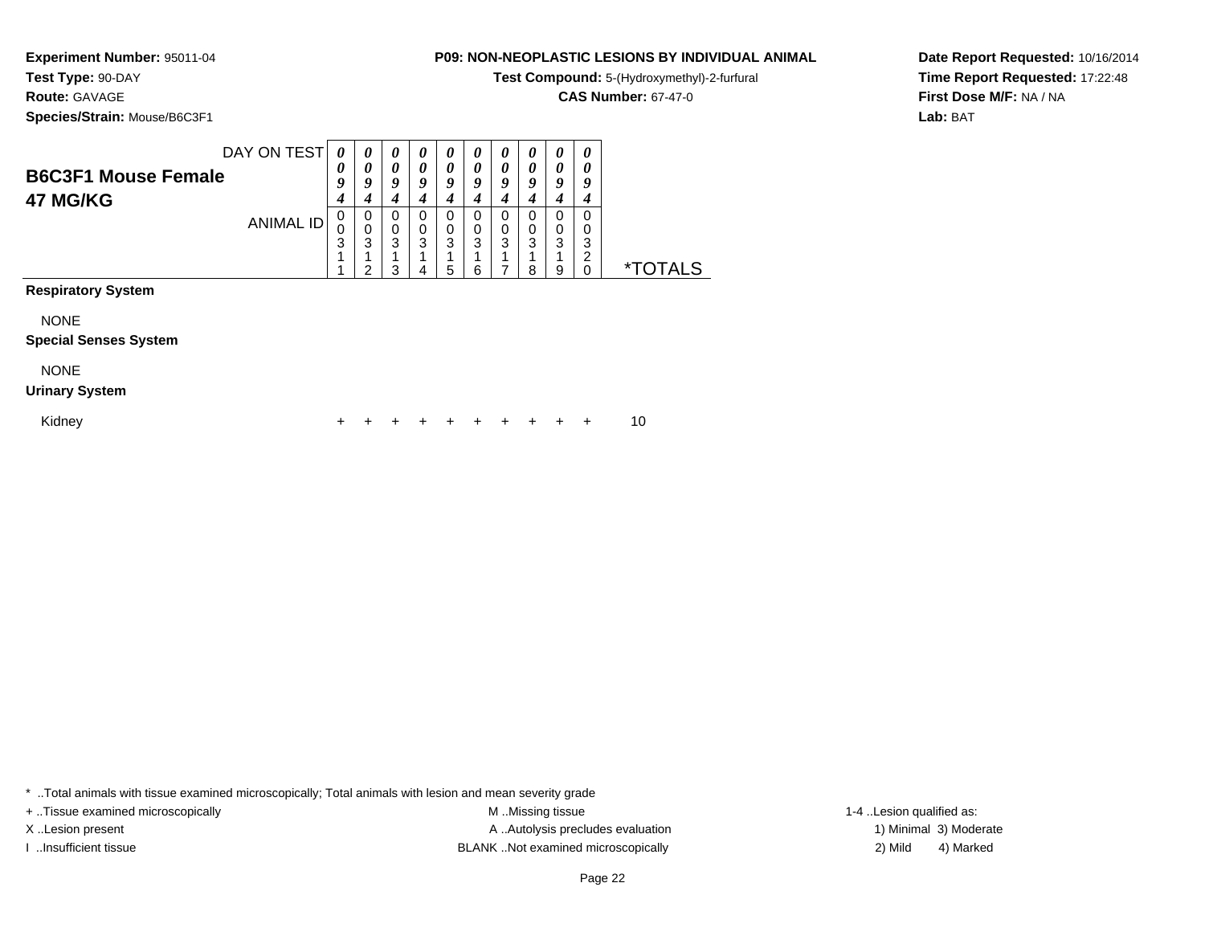**Experiment Number:** 95011-04
**Test Type:** 90-DAY
**Route:** GAVAGE
**Species/Strain:** Mouse/B6C3F1

**P09: NON-NEOPLASTIC LESIONS BY INDIVIDUAL ANIMAL**
**Test Compound:** 5-(Hydroxymethyl)-2-furfural
**CAS Number:** 67-47-0

**Date Report Requested:** 10/16/2014
**Time Report Requested:** 17:22:48
**First Dose M/F:** NA / NA
**Lab:** BAT

## B6C3F1 Mouse Female
## 47 MG/KG

| DAY ON TEST | 0094 | 0094 | 0094 | 0094 | 0094 | 0094 | 0094 | 0094 | 0094 | 0094 | |
|---|---|---|---|---|---|---|---|---|---|---|---|
| ANIMAL ID | 00311 | 00312 | 00313 | 00314 | 00315 | 00316 | 00317 | 00318 | 00319 | 00320 | *TOTALS |
| **Respiratory System** | | | | | | | | | | | |
| NONE | | | | | | | | | | | |
| **Special Senses System** | | | | | | | | | | | |
| NONE | | | | | | | | | | | |
| **Urinary System** | | | | | | | | | | | |
| Kidney | + | + | + | + | + | + | + | + | + | + | 10 |

* ..Total animals with tissue examined microscopically; Total animals with lesion and mean severity grade
+ ..Tissue examined microscopically
X ..Lesion present
I ..Insufficient tissue
M ..Missing tissue
A ..Autolysis precludes evaluation
BLANK ..Not examined microscopically
1-4 ..Lesion qualified as:
1) Minimal 3) Moderate
2) Mild 4) Marked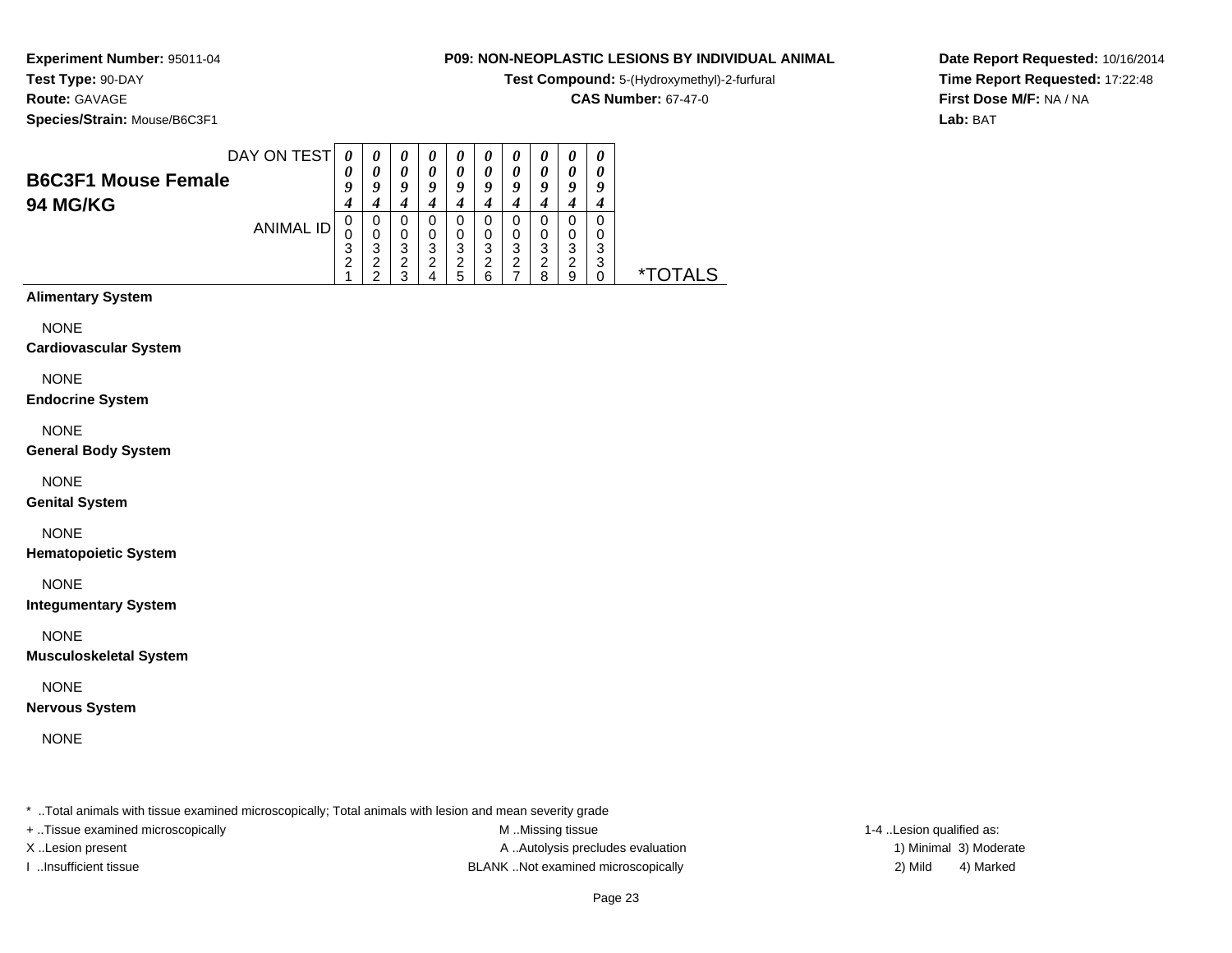**Experiment Number:** 95011-04
**Test Type:** 90-DAY
**Route:** GAVAGE
**Species/Strain:** Mouse/B6C3F1

**P09: NON-NEOPLASTIC LESIONS BY INDIVIDUAL ANIMAL**
**Test Compound:** 5-(Hydroxymethyl)-2-furfural
**CAS Number:** 67-47-0

**Date Report Requested:** 10/16/2014
**Time Report Requested:** 17:22:48
**First Dose M/F:** NA / NA
**Lab:** BAT

## B6C3F1 Mouse Female
## 94 MG/KG

| | | | | | | | | | | | |
|---|---|---|---|---|---|---|---|---|---|---|---|
| DAY ON TEST | 0094 | 0094 | 0094 | 0094 | 0094 | 0094 | 0094 | 0094 | 0094 | 0094 | |
| ANIMAL ID | 00321 | 00322 | 00323 | 00324 | 00325 | 00326 | 00327 | 00328 | 00329 | 00330 | *TOTALS |

**Alimentary System**

NONE

**Cardiovascular System**

NONE

**Endocrine System**

NONE

**General Body System**

NONE

**Genital System**

NONE

**Hematopoietic System**

NONE

**Integumentary System**

NONE

**Musculoskeletal System**

NONE

**Nervous System**

NONE

* ..Total animals with tissue examined microscopically; Total animals with lesion and mean severity grade
+ ..Tissue examined microscopically
X ..Lesion present
I ..Insufficient tissue
M ..Missing tissue
A ..Autolysis precludes evaluation
BLANK ..Not examined microscopically
1-4 ..Lesion qualified as:
1) Minimal 3) Moderate
2) Mild 4) Marked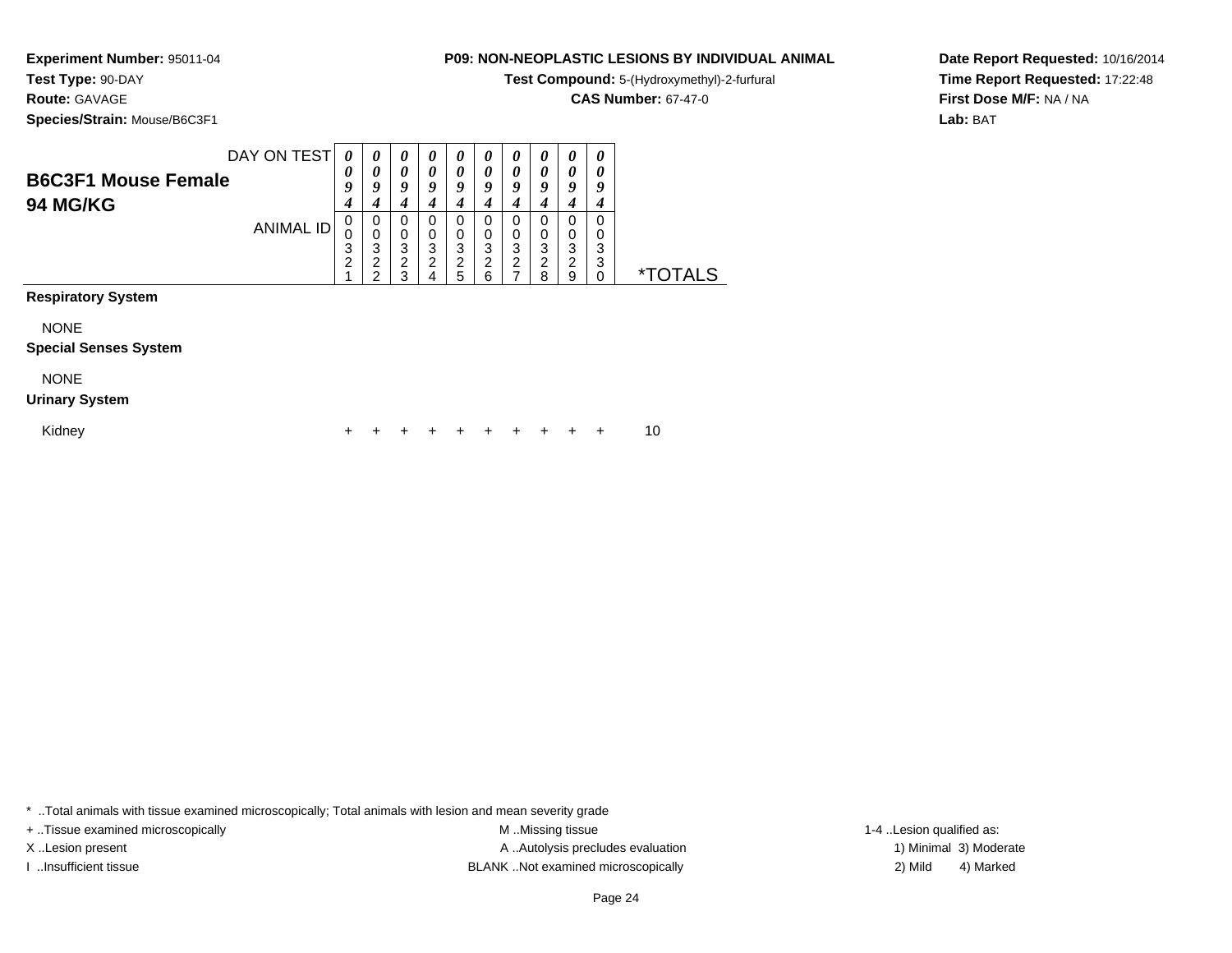**Experiment Number:** 95011-04
**Test Type:** 90-DAY
**Route:** GAVAGE
**Species/Strain:** Mouse/B6C3F1

**P09: NON-NEOPLASTIC LESIONS BY INDIVIDUAL ANIMAL**
**Test Compound:** 5-(Hydroxymethyl)-2-furfural
**CAS Number:** 67-47-0

**Date Report Requested:** 10/16/2014
**Time Report Requested:** 17:22:48
**First Dose M/F:** NA / NA
**Lab:** BAT

## B6C3F1 Mouse Female
## 94 MG/KG

| DAY ON TEST | 0094 | 0094 | 0094 | 0094 | 0094 | 0094 | 0094 | 0094 | 0094 | 0094 | |
|---|---|---|---|---|---|---|---|---|---|---|---|
| **ANIMAL ID** | 00321 | 00322 | 00323 | 00324 | 00325 | 00326 | 00327 | 00328 | 00329 | 00330 | ***TOTALS** |
| **Respiratory System** | | | | | | | | | | | |
| NONE | | | | | | | | | | | |
| **Special Senses System** | | | | | | | | | | | |
| NONE | | | | | | | | | | | |
| **Urinary System** | | | | | | | | | | | |
| Kidney | + | + | + | + | + | + | + | + | + | + | 10 |

* ..Total animals with tissue examined microscopically; Total animals with lesion and mean severity grade
+ ..Tissue examined microscopically
X ..Lesion present
I ..Insufficient tissue
M ..Missing tissue
A ..Autolysis precludes evaluation
BLANK ..Not examined microscopically
1-4 ..Lesion qualified as:
1) Minimal 3) Moderate
2) Mild 4) Marked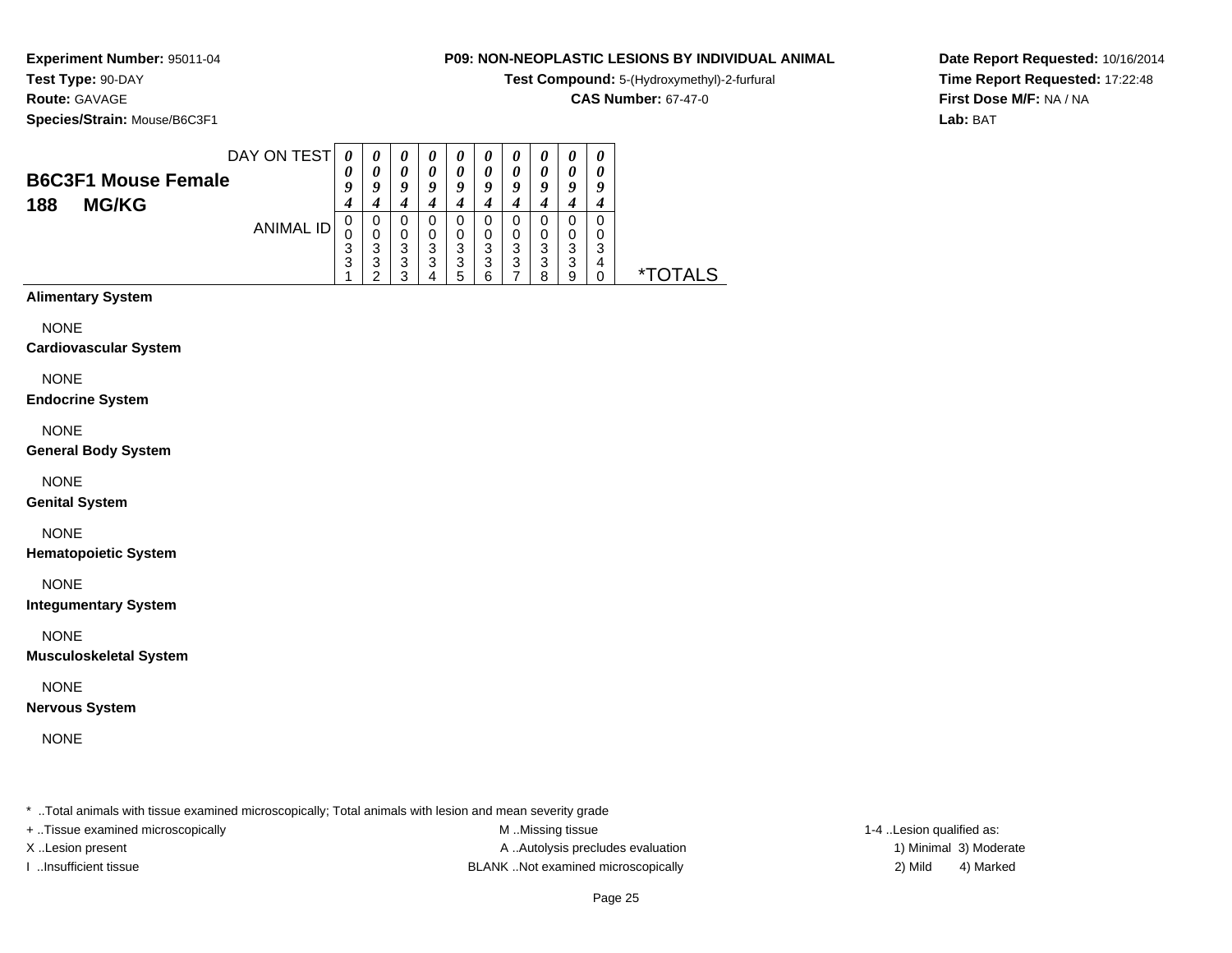**Experiment Number:** 95011-04
**Test Type:** 90-DAY
**Route:** GAVAGE
**Species/Strain:** Mouse/B6C3F1

**P09: NON-NEOPLASTIC LESIONS BY INDIVIDUAL ANIMAL**
**Test Compound:** 5-(Hydroxymethyl)-2-furfural
**CAS Number:** 67-47-0

**Date Report Requested:** 10/16/2014
**Time Report Requested:** 17:22:48
**First Dose M/F:** NA / NA
**Lab:** BAT

## B6C3F1 Mouse Female
## 188 MG/KG

| DAY ON TEST | 0094 | 0094 | 0094 | 0094 | 0094 | 0094 | 0094 | 0094 | 0094 | 0094 | |
|---|---|---|---|---|---|---|---|---|---|---|---|
| ANIMAL ID | 00331 | 00332 | 00333 | 00334 | 00335 | 00336 | 00337 | 00338 | 00339 | 00340 | *TOTALS |
| **Alimentary System** | | | | | | | | | | | |
| NONE | | | | | | | | | | | |
| **Cardiovascular System** | | | | | | | | | | | |
| NONE | | | | | | | | | | | |
| **Endocrine System** | | | | | | | | | | | |
| NONE | | | | | | | | | | | |
| **General Body System** | | | | | | | | | | | |
| NONE | | | | | | | | | | | |
| **Genital System** | | | | | | | | | | | |
| NONE | | | | | | | | | | | |
| **Hematopoietic System** | | | | | | | | | | | |
| NONE | | | | | | | | | | | |
| **Integumentary System** | | | | | | | | | | | |
| NONE | | | | | | | | | | | |
| **Musculoskeletal System** | | | | | | | | | | | |
| NONE | | | | | | | | | | | |
| **Nervous System** | | | | | | | | | | | |
| NONE | | | | | | | | | | | |

* ..Total animals with tissue examined microscopically; Total animals with lesion and mean severity grade
+ ..Tissue examined microscopically
X ..Lesion present
I ..Insufficient tissue
M ..Missing tissue
A ..Autolysis precludes evaluation
BLANK ..Not examined microscopically
1-4 ..Lesion qualified as:
1) Minimal 3) Moderate
2) Mild 4) Marked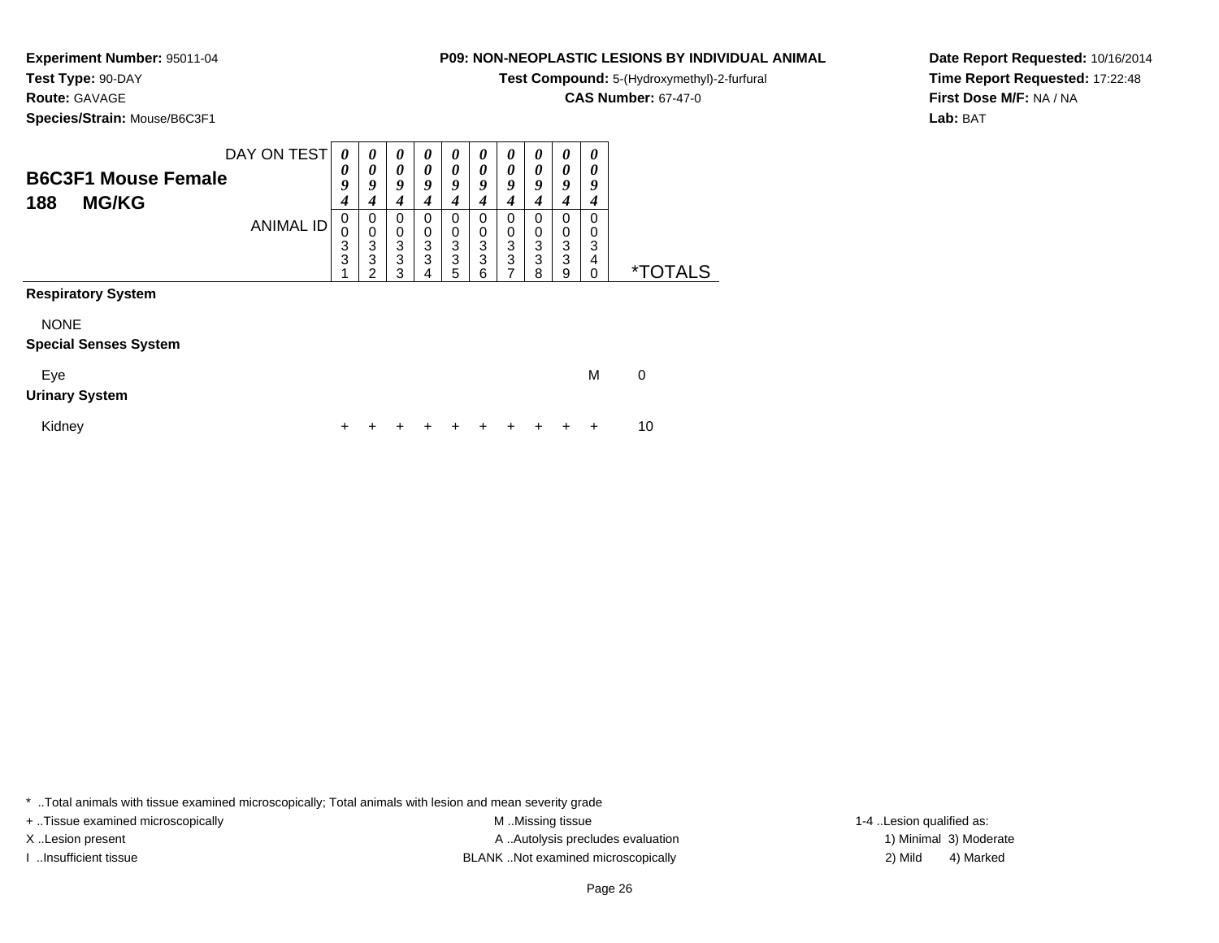**Experiment Number:** 95011-04
**Test Type:** 90-DAY
**Route:** GAVAGE
**Species/Strain:** Mouse/B6C3F1

**P09: NON-NEOPLASTIC LESIONS BY INDIVIDUAL ANIMAL**
**Test Compound:** 5-(Hydroxymethyl)-2-furfural
**CAS Number:** 67-47-0

**Date Report Requested:** 10/16/2014
**Time Report Requested:** 17:22:48
**First Dose M/F:** NA / NA
**Lab:** BAT

## B6C3F1 Mouse Female
## 188 MG/KG

| DAY ON TEST | 0094 | 0094 | 0094 | 0094 | 0094 | 0094 | 0094 | 0094 | 0094 | 0094 | |
|---|---|---|---|---|---|---|---|---|---|---|---|
| **ANIMAL ID** | 00331 | 00332 | 00333 | 00334 | 00335 | 00336 | 00337 | 00338 | 00339 | 00340 | ***TOTALS** |
| **Respiratory System** | | | | | | | | | | | |
| NONE | | | | | | | | | | | |
| **Special Senses System** | | | | | | | | | | | |
| Eye | | | | | | | | | | M | 0 |
| **Urinary System** | | | | | | | | | | | |
| Kidney | + | + | + | + | + | + | + | + | + | + | 10 |

* ..Total animals with tissue examined microscopically; Total animals with lesion and mean severity grade
+ ..Tissue examined microscopically
X ..Lesion present
I ..Insufficient tissue
M ..Missing tissue
A ..Autolysis precludes evaluation
BLANK ..Not examined microscopically
1-4 ..Lesion qualified as:
1) Minimal 3) Moderate
2) Mild 4) Marked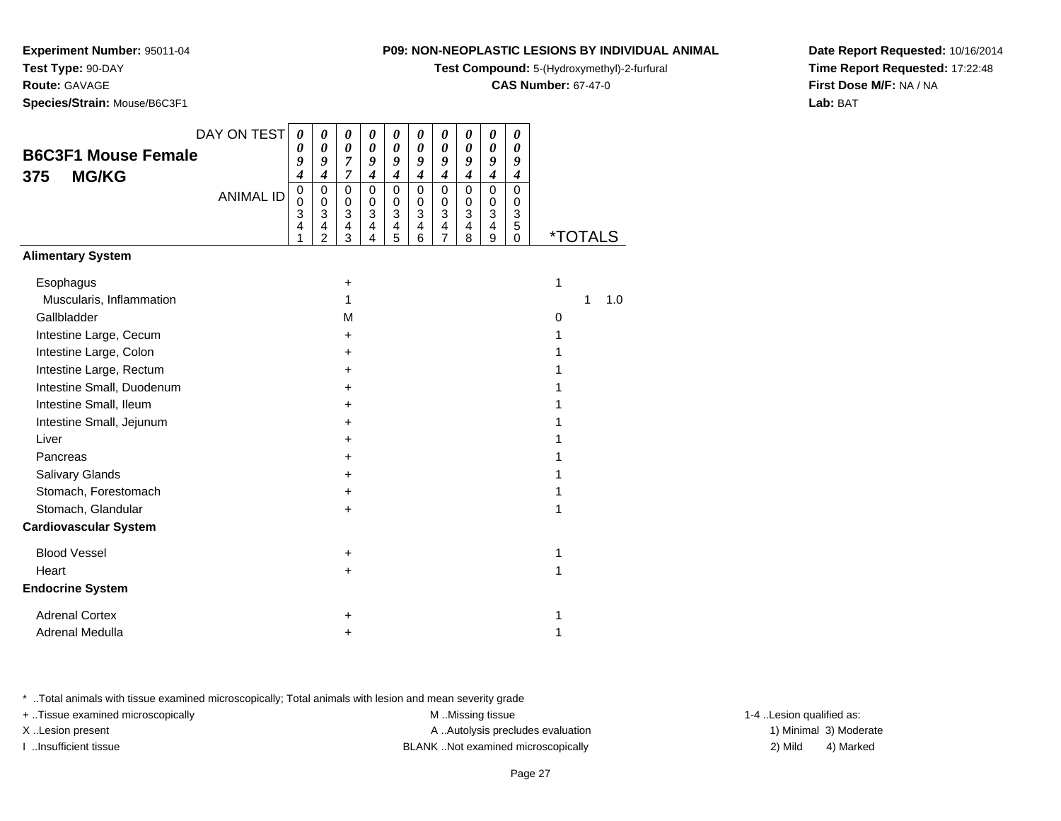**Experiment Number:** 95011-04
**Test Type:** 90-DAY
**Route:** GAVAGE
**Species/Strain:** Mouse/B6C3F1

**P09: NON-NEOPLASTIC LESIONS BY INDIVIDUAL ANIMAL**
**Test Compound:** 5-(Hydroxymethyl)-2-furfural
**CAS Number:** 67-47-0

**Date Report Requested:** 10/16/2014
**Time Report Requested:** 17:22:48
**First Dose M/F:** NA / NA
**Lab:** BAT

## B6C3F1 Mouse Female 375 MG/KG

| DAY ON TEST | 0094 | 0094 | 0077 | 0094 | 0094 | 0094 | 0094 | 0094 | 0094 | 0094 | | |
|---|---|---|---|---|---|---|---|---|---|---|---|---|
| ANIMAL ID | 00341 | 00342 | 00343 | 00344 | 00345 | 00346 | 00347 | 00348 | 00349 | 00350 | *TOTALS | |
| **Alimentary System** | | | | | | | | | | | | |
| Esophagus | | | + | | | | | | | | 1 | |
| Muscularis, Inflammation | | | 1 | | | | | | | | 1 | 1.0 |
| Gallbladder | | | M | | | | | | | | 0 | |
| Intestine Large, Cecum | | | + | | | | | | | | 1 | |
| Intestine Large, Colon | | | + | | | | | | | | 1 | |
| Intestine Large, Rectum | | | + | | | | | | | | 1 | |
| Intestine Small, Duodenum | | | + | | | | | | | | 1 | |
| Intestine Small, Ileum | | | + | | | | | | | | 1 | |
| Intestine Small, Jejunum | | | + | | | | | | | | 1 | |
| Liver | | | + | | | | | | | | 1 | |
| Pancreas | | | + | | | | | | | | 1 | |
| Salivary Glands | | | + | | | | | | | | 1 | |
| Stomach, Forestomach | | | + | | | | | | | | 1 | |
| Stomach, Glandular | | | + | | | | | | | | 1 | |
| **Cardiovascular System** | | | | | | | | | | | | |
| Blood Vessel | | | + | | | | | | | | 1 | |
| Heart | | | + | | | | | | | | 1 | |
| **Endocrine System** | | | | | | | | | | | | |
| Adrenal Cortex | | | + | | | | | | | | 1 | |
| Adrenal Medulla | | | + | | | | | | | | 1 | |

* ..Total animals with tissue examined microscopically; Total animals with lesion and mean severity grade
+ ..Tissue examined microscopically
X ..Lesion present
I ..Insufficient tissue
M ..Missing tissue
A ..Autolysis precludes evaluation
BLANK ..Not examined microscopically
1-4 ..Lesion qualified as: 1) Minimal 2) Mild 3) Moderate 4) Marked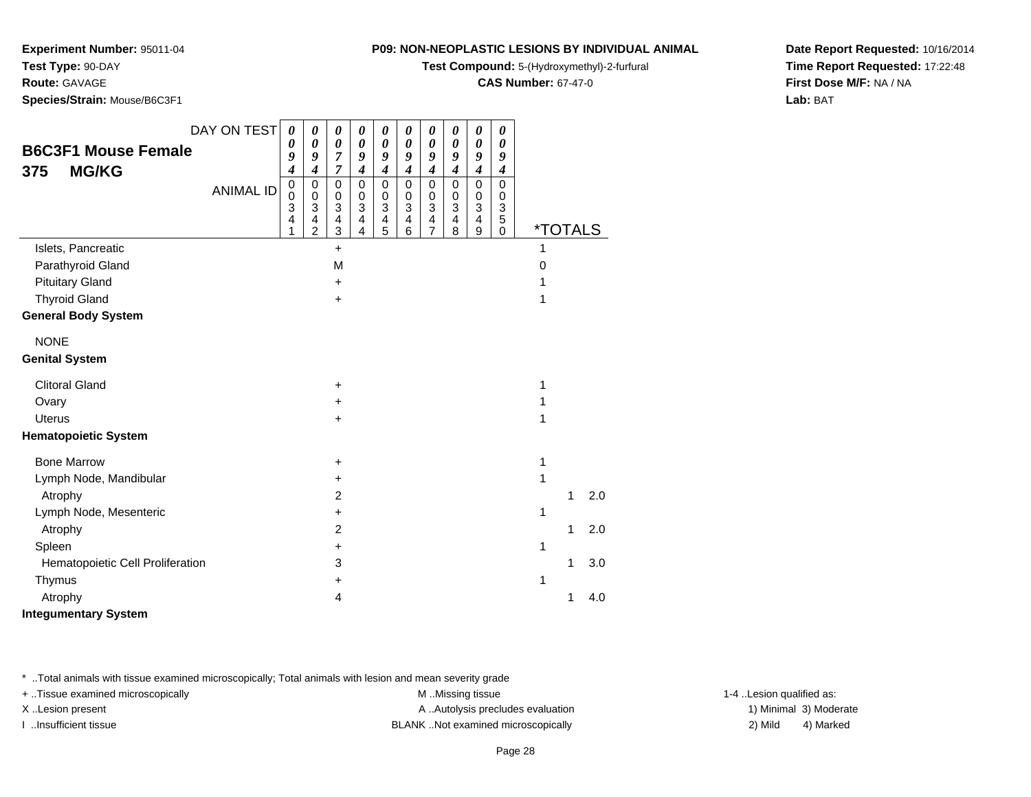**Experiment Number:** 95011-04
**Test Type:** 90-DAY
**Route:** GAVAGE
**Species/Strain:** Mouse/B6C3F1

**P09: NON-NEOPLASTIC LESIONS BY INDIVIDUAL ANIMAL**
**Test Compound:** 5-(Hydroxymethyl)-2-furfural
**CAS Number:** 67-47-0

**Date Report Requested:** 10/16/2014
**Time Report Requested:** 17:22:48
**First Dose M/F:** NA / NA
**Lab:** BAT

## B6C3F1 Mouse Female 375 MG/KG

| DAY ON TEST | 0094 | 0094 | 0077 | 0094 | 0094 | 0094 | 0094 | 0094 | 0094 | 0094 | | | |
|---|---|---|---|---|---|---|---|---|---|---|---|---|---|
| ANIMAL ID | 00341 | 00342 | 00343 | 00344 | 00345 | 00346 | 00347 | 00348 | 00349 | 00350 | *TOTALS | | |
| Islets, Pancreatic | | | + | | | | | | | | 1 | | |
| Parathyroid Gland | | | M | | | | | | | | 0 | | |
| Pituitary Gland | | | + | | | | | | | | 1 | | |
| Thyroid Gland | | | + | | | | | | | | 1 | | |
| **General Body System** | | | | | | | | | | | | | |
| NONE | | | | | | | | | | | | | |
| **Genital System** | | | | | | | | | | | | | |
| Clitoral Gland | | | + | | | | | | | | 1 | | |
| Ovary | | | + | | | | | | | | 1 | | |
| Uterus | | | + | | | | | | | | 1 | | |
| **Hematopoietic System** | | | | | | | | | | | | | |
| Bone Marrow | | | + | | | | | | | | 1 | | |
| Lymph Node, Mandibular | | | + | | | | | | | | 1 | | |
| Atrophy | | | 2 | | | | | | | | | 1 | 2.0 |
| Lymph Node, Mesenteric | | | + | | | | | | | | 1 | | |
| Atrophy | | | 2 | | | | | | | | | 1 | 2.0 |
| Spleen | | | + | | | | | | | | 1 | | |
| Hematopoietic Cell Proliferation | | | 3 | | | | | | | | | 1 | 3.0 |
| Thymus | | | + | | | | | | | | 1 | | |
| Atrophy | | | 4 | | | | | | | | | 1 | 4.0 |
| **Integumentary System** | | | | | | | | | | | | | |

* ..Total animals with tissue examined microscopically; Total animals with lesion and mean severity grade
+ ..Tissue examined microscopically
X ..Lesion present
I ..Insufficient tissue
M ..Missing tissue
A ..Autolysis precludes evaluation
BLANK ..Not examined microscopically
1-4 ..Lesion qualified as:
1) Minimal 3) Moderate
2) Mild 4) Marked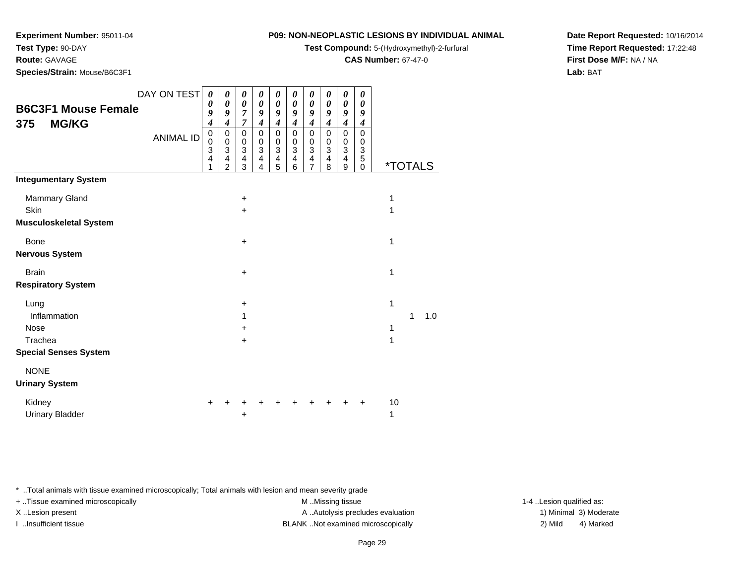**Experiment Number:** 95011-04
**Test Type:** 90-DAY
**Route:** GAVAGE
**Species/Strain:** Mouse/B6C3F1

**P09: NON-NEOPLASTIC LESIONS BY INDIVIDUAL ANIMAL**
**Test Compound:** 5-(Hydroxymethyl)-2-furfural
**CAS Number:** 67-47-0

**Date Report Requested:** 10/16/2014
**Time Report Requested:** 17:22:48
**First Dose M/F:** NA / NA
**Lab:** BAT

## B6C3F1 Mouse Female 375 MG/KG

| DAY ON TEST | 0094 | 0094 | 0077 | 0094 | 0094 | 0094 | 0094 | 0094 | 0094 | 0094 | | |
|---|---|---|---|---|---|---|---|---|---|---|---|---|
| **ANIMAL ID** | 00341 | 00342 | 00343 | 00344 | 00345 | 00346 | 00347 | 00348 | 00349 | 00350 | ***TOTALS** | |
| **Integumentary System** | | | | | | | | | | | | |
| Mammary Gland | | | + | | | | | | | | 1 | |
| Skin | | | + | | | | | | | | 1 | |
| **Musculoskeletal System** | | | | | | | | | | | | |
| Bone | | | + | | | | | | | | 1 | |
| **Nervous System** | | | | | | | | | | | | |
| Brain | | | + | | | | | | | | 1 | |
| **Respiratory System** | | | | | | | | | | | | |
| Lung | | | + | | | | | | | | 1 | |
| Inflammation | | | 1 | | | | | | | | | 1 1.0 |
| Nose | | | + | | | | | | | | 1 | |
| Trachea | | | + | | | | | | | | 1 | |
| **Special Senses System** | | | | | | | | | | | | |
| NONE | | | | | | | | | | | | |
| **Urinary System** | | | | | | | | | | | | |
| Kidney | + | + | + | + | + | + | + | + | + | + | 10 | |
| Urinary Bladder | | | + | | | | | | | | 1 | |

* ..Total animals with tissue examined microscopically; Total animals with lesion and mean severity grade
+ ..Tissue examined microscopically
X ..Lesion present
I ..Insufficient tissue
M ..Missing tissue
A ..Autolysis precludes evaluation
BLANK ..Not examined microscopically
1-4 ..Lesion qualified as:
1) Minimal 3) Moderate
2) Mild 4) Marked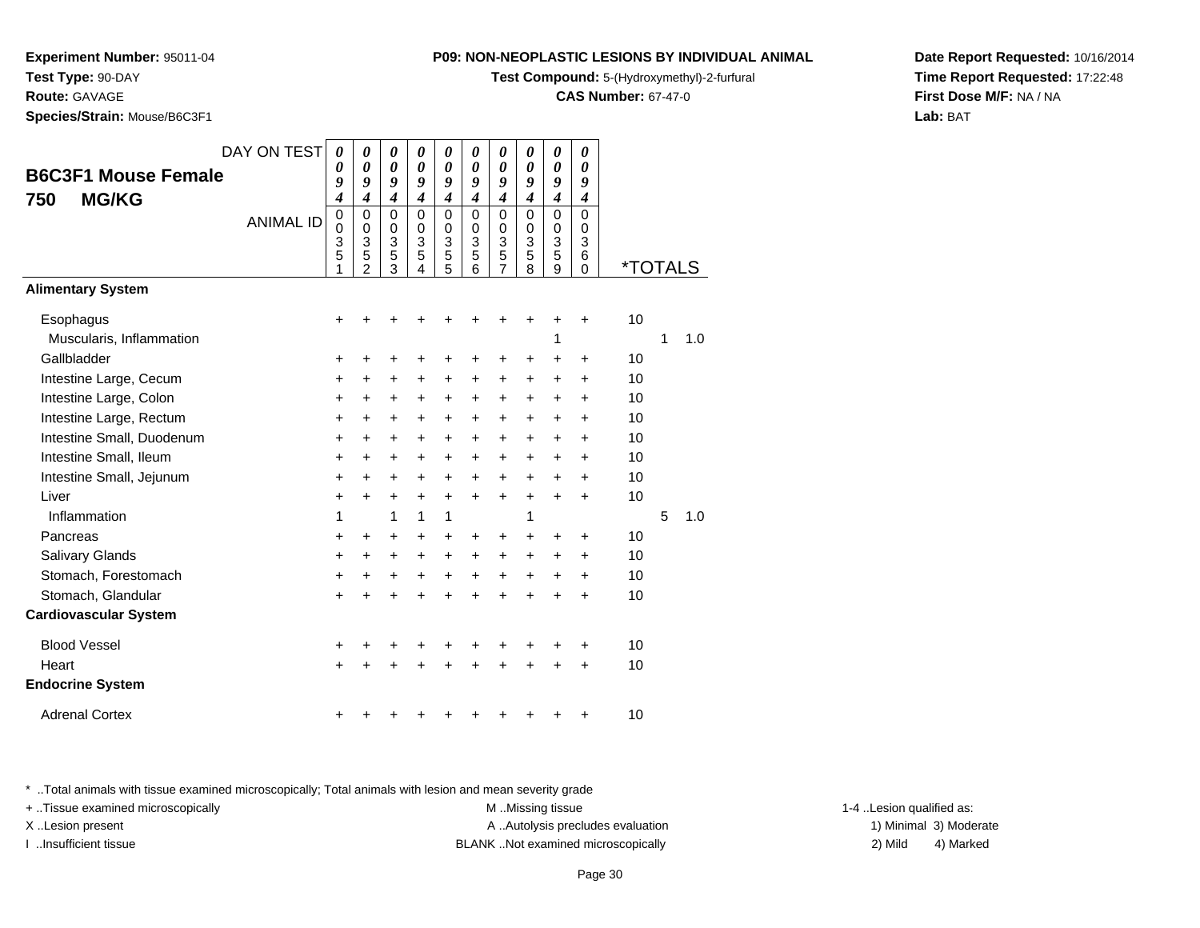**Experiment Number:** 95011-04
**Test Type:** 90-DAY
**Route:** GAVAGE
**Species/Strain:** Mouse/B6C3F1

**P09: NON-NEOPLASTIC LESIONS BY INDIVIDUAL ANIMAL**
**Test Compound:** 5-(Hydroxymethyl)-2-furfural
**CAS Number:** 67-47-0

**Date Report Requested:** 10/16/2014
**Time Report Requested:** 17:22:48
**First Dose M/F:** NA / NA
**Lab:** BAT

## B6C3F1 Mouse Female 750 MG/KG

| DAY ON TEST | 0094 | 0094 | 0094 | 0094 | 0094 | 0094 | 0094 | 0094 | 0094 | 0094 | | | |
|---|---|---|---|---|---|---|---|---|---|---|---|---|---|
| **ANIMAL ID** | 00351 | 00352 | 00353 | 00354 | 00355 | 00356 | 00357 | 00358 | 00359 | 00360 | ***TOTALS** | | |
| **Alimentary System** | | | | | | | | | | | | | |
| Esophagus | + | + | + | + | + | + | + | + | + | + | 10 | | |
| Muscularis, Inflammation | | | | | | | | | 1 | | | 1 | 1.0 |
| Gallbladder | + | + | + | + | + | + | + | + | + | + | 10 | | |
| Intestine Large, Cecum | + | + | + | + | + | + | + | + | + | + | 10 | | |
| Intestine Large, Colon | + | + | + | + | + | + | + | + | + | + | 10 | | |
| Intestine Large, Rectum | + | + | + | + | + | + | + | + | + | + | 10 | | |
| Intestine Small, Duodenum | + | + | + | + | + | + | + | + | + | + | 10 | | |
| Intestine Small, Ileum | + | + | + | + | + | + | + | + | + | + | 10 | | |
| Intestine Small, Jejunum | + | + | + | + | + | + | + | + | + | + | 10 | | |
| Liver | + | + | + | + | + | + | + | + | + | + | 10 | | |
| Inflammation | 1 | | 1 | 1 | 1 | | | 1 | | | | 5 | 1.0 |
| Pancreas | + | + | + | + | + | + | + | + | + | + | 10 | | |
| Salivary Glands | + | + | + | + | + | + | + | + | + | + | 10 | | |
| Stomach, Forestomach | + | + | + | + | + | + | + | + | + | + | 10 | | |
| Stomach, Glandular | + | + | + | + | + | + | + | + | + | + | 10 | | |
| **Cardiovascular System** | | | | | | | | | | | | | |
| Blood Vessel | + | + | + | + | + | + | + | + | + | + | 10 | | |
| Heart | + | + | + | + | + | + | + | + | + | + | 10 | | |
| **Endocrine System** | | | | | | | | | | | | | |
| Adrenal Cortex | + | + | + | + | + | + | + | + | + | + | 10 | | |

* ..Total animals with tissue examined microscopically; Total animals with lesion and mean severity grade
+ ..Tissue examined microscopically
X ..Lesion present
I ..Insufficient tissue

M ..Missing tissue
A ..Autolysis precludes evaluation
BLANK ..Not examined microscopically

1-4 ..Lesion qualified as:
1) Minimal 3) Moderate
2) Mild 4) Marked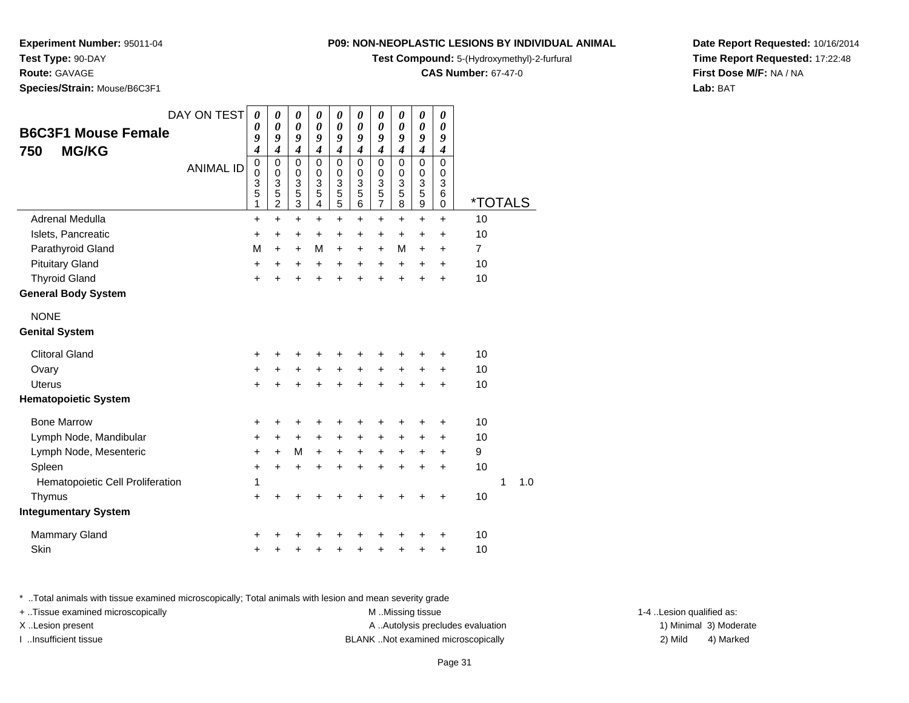**Experiment Number:** 95011-04
**Test Type:** 90-DAY
**Route:** GAVAGE
**Species/Strain:** Mouse/B6C3F1

**P09: NON-NEOPLASTIC LESIONS BY INDIVIDUAL ANIMAL**
**Test Compound:** 5-(Hydroxymethyl)-2-furfural
**CAS Number:** 67-47-0

**Date Report Requested:** 10/16/2014
**Time Report Requested:** 17:22:48
**First Dose M/F:** NA / NA
**Lab:** BAT

## B6C3F1 Mouse Female
## 750 MG/KG

| DAY ON TEST | 0094 | 0094 | 0094 | 0094 | 0094 | 0094 | 0094 | 0094 | 0094 | 0094 | | |
|---|---|---|---|---|---|---|---|---|---|---|---|---|
| ANIMAL ID | 00351 | 00352 | 00353 | 00354 | 00355 | 00356 | 00357 | 00358 | 00359 | 00360 | *TOTALS | |
| Adrenal Medulla | + | + | + | + | + | + | + | + | + | + | 10 | |
| Islets, Pancreatic | + | + | + | + | + | + | + | + | + | + | 10 | |
| Parathyroid Gland | M | + | + | M | + | + | + | M | + | + | 7 | |
| Pituitary Gland | + | + | + | + | + | + | + | + | + | + | 10 | |
| Thyroid Gland | + | + | + | + | + | + | + | + | + | + | 10 | |
| **General Body System** | | | | | | | | | | | | |
| NONE | | | | | | | | | | | | |
| **Genital System** | | | | | | | | | | | | |
| Clitoral Gland | + | + | + | + | + | + | + | + | + | + | 10 | |
| Ovary | + | + | + | + | + | + | + | + | + | + | 10 | |
| Uterus | + | + | + | + | + | + | + | + | + | + | 10 | |
| **Hematopoietic System** | | | | | | | | | | | | |
| Bone Marrow | + | + | + | + | + | + | + | + | + | + | 10 | |
| Lymph Node, Mandibular | + | + | + | + | + | + | + | + | + | + | 10 | |
| Lymph Node, Mesenteric | + | + | M | + | + | + | + | + | + | + | 9 | |
| Spleen | + | + | + | + | + | + | + | + | + | + | 10 | |
| Hematopoietic Cell Proliferation | 1 | | | | | | | | | | 1 | 1.0 |
| Thymus | + | + | + | + | + | + | + | + | + | + | 10 | |
| **Integumentary System** | | | | | | | | | | | | |
| Mammary Gland | + | + | + | + | + | + | + | + | + | + | 10 | |
| Skin | + | + | + | + | + | + | + | + | + | + | 10 | |

* ..Total animals with tissue examined microscopically; Total animals with lesion and mean severity grade
+ ..Tissue examined microscopically
X ..Lesion present
I ..Insufficient tissue

M ..Missing tissue
A ..Autolysis precludes evaluation
BLANK ..Not examined microscopically

1-4 ..Lesion qualified as:
1) Minimal 3) Moderate
2) Mild 4) Marked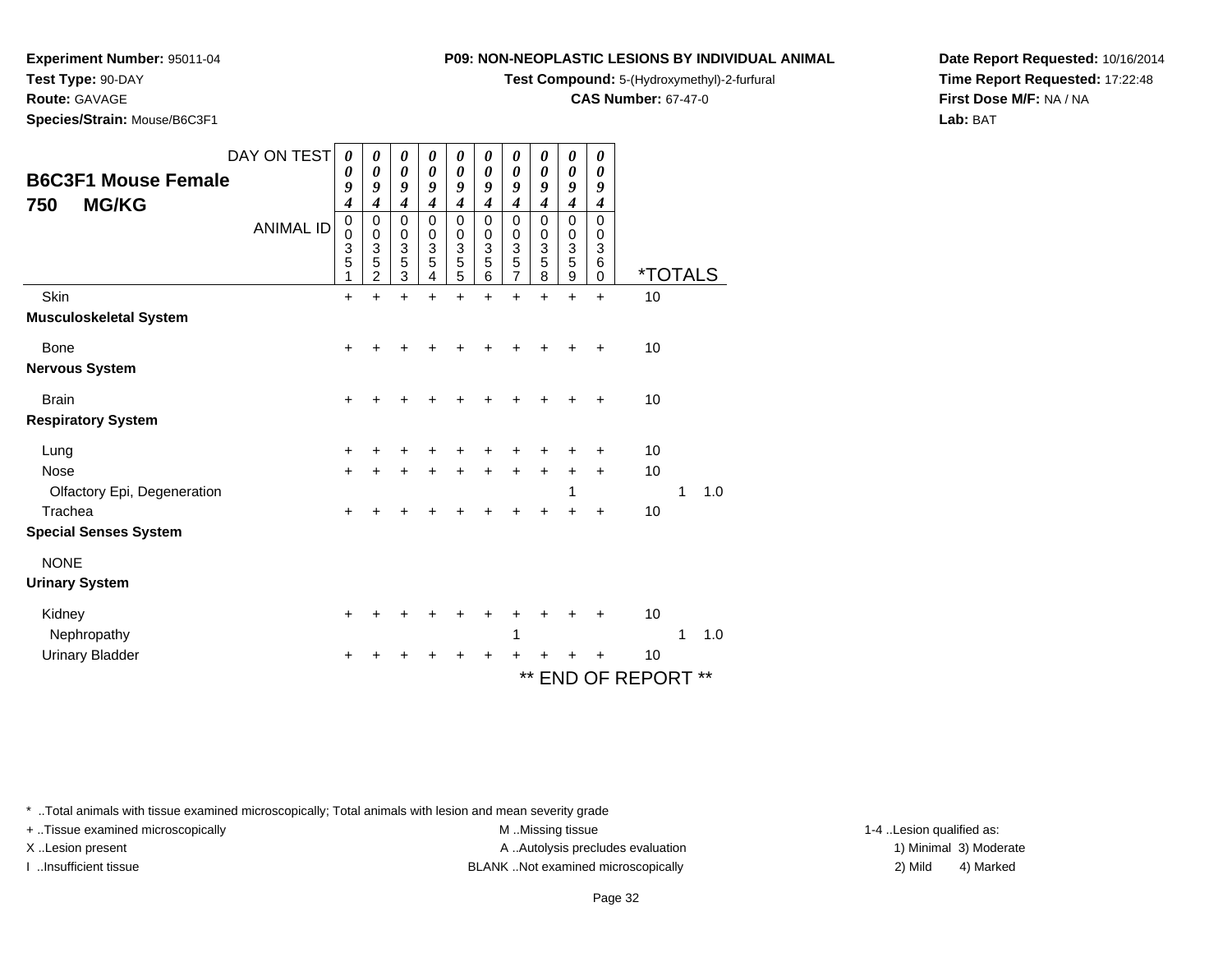**Experiment Number:** 95011-04
**Test Type:** 90-DAY
**Route:** GAVAGE
**Species/Strain:** Mouse/B6C3F1

**P09: NON-NEOPLASTIC LESIONS BY INDIVIDUAL ANIMAL**
**Test Compound:** 5-(Hydroxymethyl)-2-furfural
**CAS Number:** 67-47-0

**Date Report Requested:** 10/16/2014
**Time Report Requested:** 17:22:48
**First Dose M/F:** NA / NA
**Lab:** BAT

## B6C3F1 Mouse Female
## 750 MG/KG

| DAY ON TEST | 0094 | 0094 | 0094 | 0094 | 0094 | 0094 | 0094 | 0094 | 0094 | 0094 | | | |
|---|---|---|---|---|---|---|---|---|---|---|---|---|---|
| ANIMAL ID | 00351 | 00352 | 00353 | 00354 | 00355 | 00356 | 00357 | 00358 | 00359 | 00360 | *TOTALS | | |
| Skin | + | + | + | + | + | + | + | + | + | + | 10 | | |
| **Musculoskeletal System** | | | | | | | | | | | | | |
| Bone | + | + | + | + | + | + | + | + | + | + | 10 | | |
| **Nervous System** | | | | | | | | | | | | | |
| Brain | + | + | + | + | + | + | + | + | + | + | 10 | | |
| **Respiratory System** | | | | | | | | | | | | | |
| Lung | + | + | + | + | + | + | + | + | + | + | 10 | | |
| Nose | + | + | + | + | + | + | + | + | + | + | 10 | | |
| Olfactory Epi, Degeneration | | | | | | | | | 1 | | | 1 | 1.0 |
| Trachea | + | + | + | + | + | + | + | + | + | + | 10 | | |
| **Special Senses System** | | | | | | | | | | | | | |
| NONE | | | | | | | | | | | | | |
| **Urinary System** | | | | | | | | | | | | | |
| Kidney | + | + | + | + | + | + | + | + | + | + | 10 | | |
| Nephropathy | | | | | | | 1 | | | | | 1 | 1.0 |
| Urinary Bladder | + | + | + | + | + | + | + | + | + | + | 10 | | |

** END OF REPORT **

* ..Total animals with tissue examined microscopically; Total animals with lesion and mean severity grade
+ ..Tissue examined microscopically
X ..Lesion present
I ..Insufficient tissue
M ..Missing tissue
A ..Autolysis precludes evaluation
BLANK ..Not examined microscopically
1-4 ..Lesion qualified as:
1) Minimal 3) Moderate
2) Mild 4) Marked